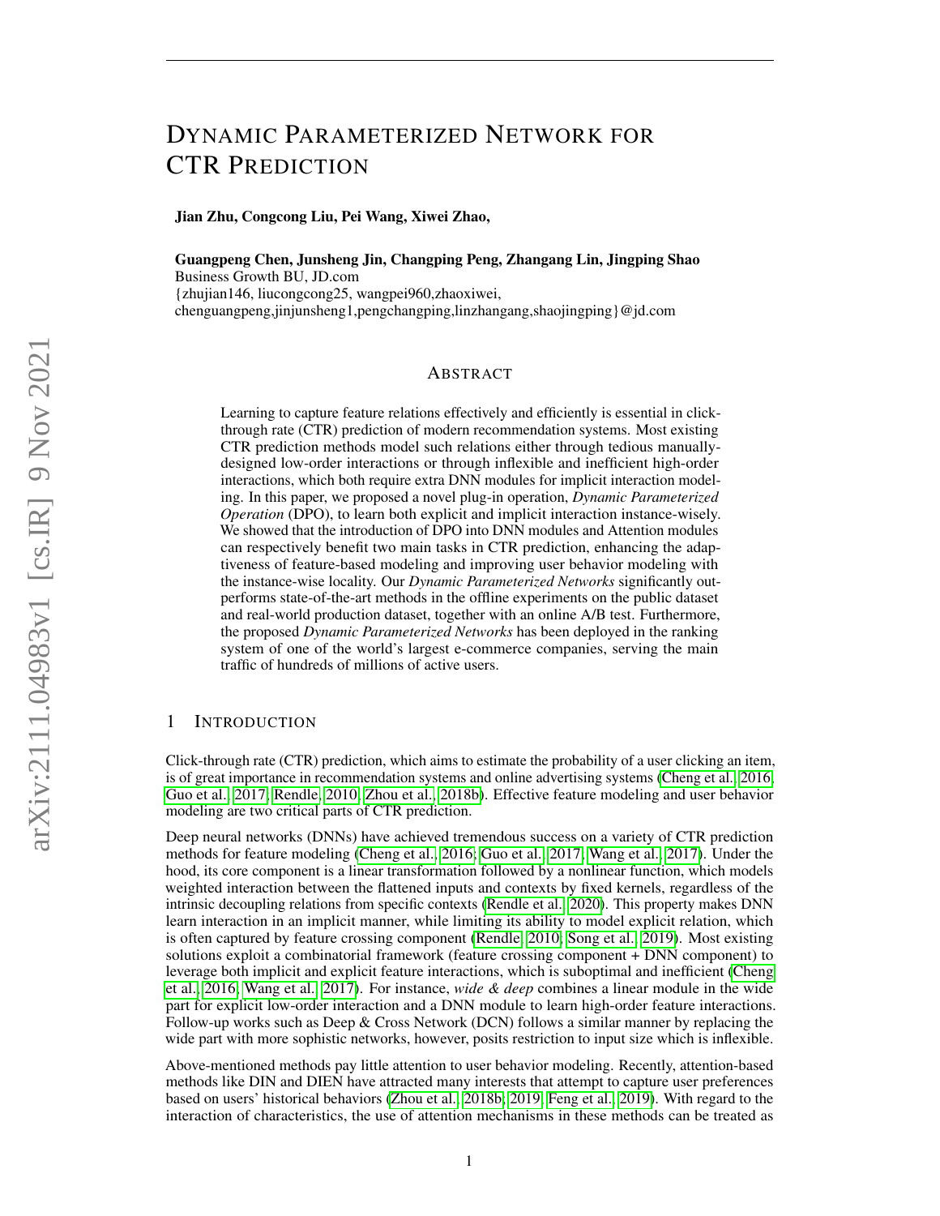# Dynamic Parameterized Network for CTR Prediction

**Jian Zhu, Congcong Liu, Pei Wang, Xiwei Zhao,**

**Guangpeng Chen, Junsheng Jin, Changping Peng, Zhangang Lin, Jingping Shao**
Business Growth BU, JD.com
{zhujian146, liucongcong25, wangpei960,zhaoxiwei,
chenguangpeng,jinjunsheng1,pengchangping,linzhangang,shaojingping}@jd.com

## Abstract

Learning to capture feature relations effectively and efficiently is essential in click-through rate (CTR) prediction of modern recommendation systems. Most existing CTR prediction methods model such relations either through tedious manually-designed low-order interactions or through inflexible and inefficient high-order interactions, which both require extra DNN modules for implicit interaction modeling. In this paper, we proposed a novel plug-in operation, *Dynamic Parameterized Operation* (DPO), to learn both explicit and implicit interaction instance-wisely. We showed that the introduction of DPO into DNN modules and Attention modules can respectively benefit two main tasks in CTR prediction, enhancing the adaptiveness of feature-based modeling and improving user behavior modeling with the instance-wise locality. Our *Dynamic Parameterized Networks* significantly outperforms state-of-the-art methods in the offline experiments on the public dataset and real-world production dataset, together with an online A/B test. Furthermore, the proposed *Dynamic Parameterized Networks* has been deployed in the ranking system of one of the world's largest e-commerce companies, serving the main traffic of hundreds of millions of active users.

## 1 Introduction

Click-through rate (CTR) prediction, which aims to estimate the probability of a user clicking an item, is of great importance in recommendation systems and online advertising systems (Cheng et al., 2016; Guo et al., 2017; Rendle, 2010; Zhou et al., 2018b). Effective feature modeling and user behavior modeling are two critical parts of CTR prediction.

Deep neural networks (DNNs) have achieved tremendous success on a variety of CTR prediction methods for feature modeling (Cheng et al., 2016; Guo et al., 2017; Wang et al., 2017). Under the hood, its core component is a linear transformation followed by a nonlinear function, which models weighted interaction between the flattened inputs and contexts by fixed kernels, regardless of the intrinsic decoupling relations from specific contexts (Rendle et al., 2020). This property makes DNN learn interaction in an implicit manner, while limiting its ability to model explicit relation, which is often captured by feature crossing component (Rendle, 2010; Song et al., 2019). Most existing solutions exploit a combinatorial framework (feature crossing component + DNN component) to leverage both implicit and explicit feature interactions, which is suboptimal and inefficient (Cheng et al., 2016; Wang et al., 2017). For instance, *wide & deep* combines a linear module in the wide part for explicit low-order interaction and a DNN module to learn high-order feature interactions. Follow-up works such as Deep & Cross Network (DCN) follows a similar manner by replacing the wide part with more sophistic networks, however, posits restriction to input size which is inflexible.

Above-mentioned methods pay little attention to user behavior modeling. Recently, attention-based methods like DIN and DIEN have attracted many interests that attempt to capture user preferences based on users' historical behaviors (Zhou et al., 2018b; 2019; Feng et al., 2019). With regard to the interaction of characteristics, the use of attention mechanisms in these methods can be treated as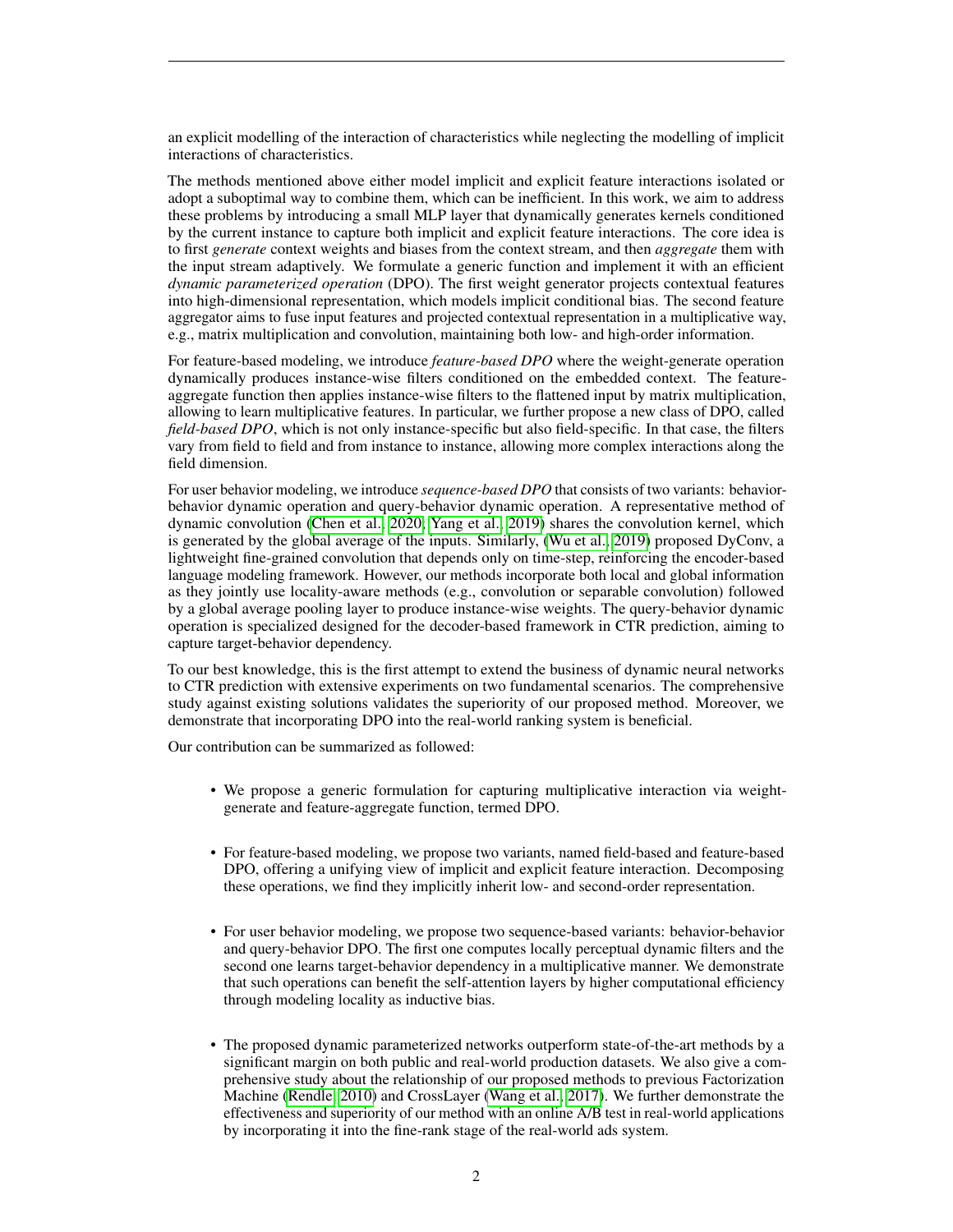an explicit modelling of the interaction of characteristics while neglecting the modelling of implicit interactions of characteristics.

The methods mentioned above either model implicit and explicit feature interactions isolated or adopt a suboptimal way to combine them, which can be inefficient. In this work, we aim to address these problems by introducing a small MLP layer that dynamically generates kernels conditioned by the current instance to capture both implicit and explicit feature interactions. The core idea is to first *generate* context weights and biases from the context stream, and then *aggregate* them with the input stream adaptively. We formulate a generic function and implement it with an efficient *dynamic parameterized operation* (DPO). The first weight generator projects contextual features into high-dimensional representation, which models implicit conditional bias. The second feature aggregator aims to fuse input features and projected contextual representation in a multiplicative way, e.g., matrix multiplication and convolution, maintaining both low- and high-order information.

For feature-based modeling, we introduce *feature-based DPO* where the weight-generate operation dynamically produces instance-wise filters conditioned on the embedded context. The feature-aggregate function then applies instance-wise filters to the flattened input by matrix multiplication, allowing to learn multiplicative features. In particular, we further propose a new class of DPO, called *field-based DPO*, which is not only instance-specific but also field-specific. In that case, the filters vary from field to field and from instance to instance, allowing more complex interactions along the field dimension.

For user behavior modeling, we introduce *sequence-based DPO* that consists of two variants: behavior-behavior dynamic operation and query-behavior dynamic operation. A representative method of dynamic convolution (Chen et al., 2020; Yang et al., 2019) shares the convolution kernel, which is generated by the global average of the inputs. Similarly, (Wu et al., 2019) proposed DyConv, a lightweight fine-grained convolution that depends only on time-step, reinforcing the encoder-based language modeling framework. However, our methods incorporate both local and global information as they jointly use locality-aware methods (e.g., convolution or separable convolution) followed by a global average pooling layer to produce instance-wise weights. The query-behavior dynamic operation is specialized designed for the decoder-based framework in CTR prediction, aiming to capture target-behavior dependency.

To our best knowledge, this is the first attempt to extend the business of dynamic neural networks to CTR prediction with extensive experiments on two fundamental scenarios. The comprehensive study against existing solutions validates the superiority of our proposed method. Moreover, we demonstrate that incorporating DPO into the real-world ranking system is beneficial.

Our contribution can be summarized as followed:

- We propose a generic formulation for capturing multiplicative interaction via weight-generate and feature-aggregate function, termed DPO.
- For feature-based modeling, we propose two variants, named field-based and feature-based DPO, offering a unifying view of implicit and explicit feature interaction. Decomposing these operations, we find they implicitly inherit low- and second-order representation.
- For user behavior modeling, we propose two sequence-based variants: behavior-behavior and query-behavior DPO. The first one computes locally perceptual dynamic filters and the second one learns target-behavior dependency in a multiplicative manner. We demonstrate that such operations can benefit the self-attention layers by higher computational efficiency through modeling locality as inductive bias.
- The proposed dynamic parameterized networks outperform state-of-the-art methods by a significant margin on both public and real-world production datasets. We also give a comprehensive study about the relationship of our proposed methods to previous Factorization Machine (Rendle, 2010) and CrossLayer (Wang et al., 2017). We further demonstrate the effectiveness and superiority of our method with an online A/B test in real-world applications by incorporating it into the fine-rank stage of the real-world ads system.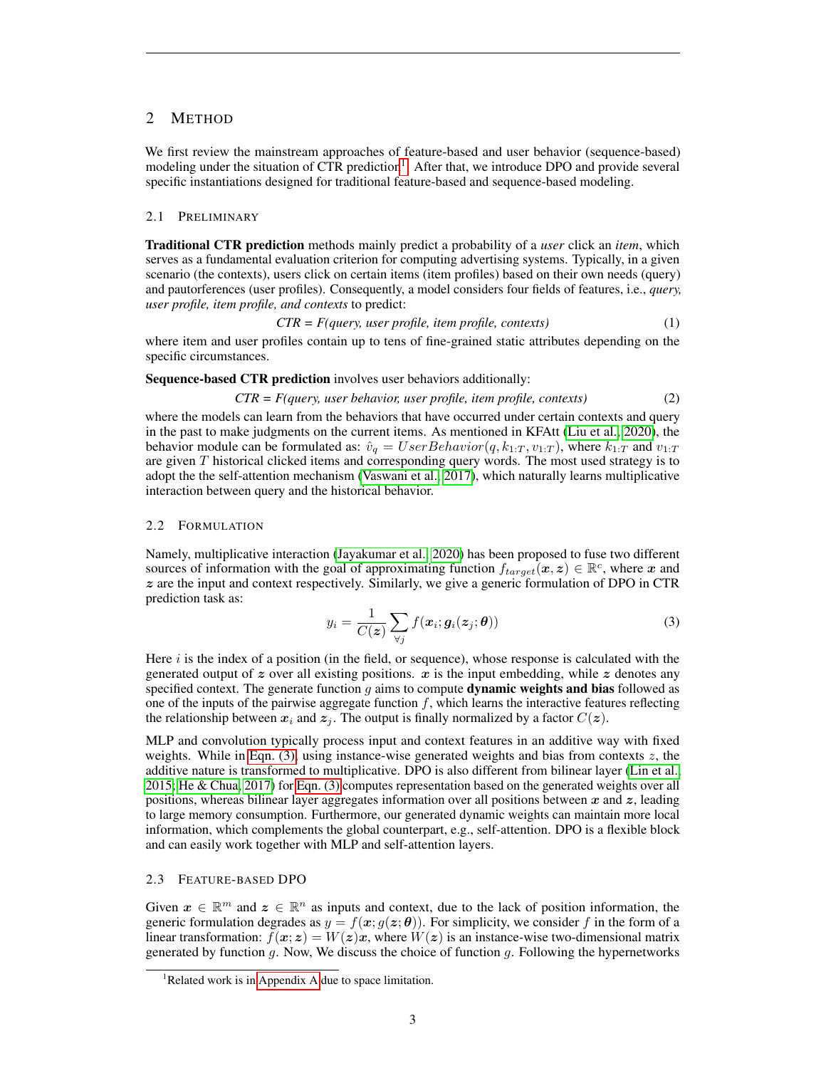## 2 METHOD

We first review the mainstream approaches of feature-based and user behavior (sequence-based) modeling under the situation of CTR prediction[1]. After that, we introduce DPO and provide several specific instantiations designed for traditional feature-based and sequence-based modeling.

### 2.1 PRELIMINARY

**Traditional CTR prediction** methods mainly predict a probability of a *user* click an *item*, which serves as a fundamental evaluation criterion for computing advertising systems. Typically, in a given scenario (the contexts), users click on certain items (item profiles) based on their own needs (query) and pautorferences (user profiles). Consequently, a model considers four fields of features, i.e., *query, user profile, item profile, and contexts* to predict:

$$\textit{CTR = F(query, user profile, item profile, contexts)} \tag{1}$$

where item and user profiles contain up to tens of fine-grained static attributes depending on the specific circumstances.

**Sequence-based CTR prediction** involves user behaviors additionally:

$$\textit{CTR = F(query, user behavior, user profile, item profile, contexts)} \tag{2}$$

where the models can learn from the behaviors that have occurred under certain contexts and query in the past to make judgments on the current items. As mentioned in KFAtt (Liu et al., 2020), the behavior module can be formulated as: $\hat{v}_q = UserBehavior(q, k_{1:T}, v_{1:T})$, where $k_{1:T}$ and $v_{1:T}$ are given $T$ historical clicked items and corresponding query words. The most used strategy is to adopt the the self-attention mechanism (Vaswani et al., 2017), which naturally learns multiplicative interaction between query and the historical behavior.

### 2.2 FORMULATION

Namely, multiplicative interaction (Jayakumar et al., 2020) has been proposed to fuse two different sources of information with the goal of approximating function $f_{target}(\boldsymbol{x}, \boldsymbol{z}) \in \mathbb{R}^c$, where $\boldsymbol{x}$ and $\boldsymbol{z}$ are the input and context respectively. Similarly, we give a generic formulation of DPO in CTR prediction task as:

$$y_i = \frac{1}{C(\boldsymbol{z})} \sum_{\forall j} f(\boldsymbol{x}_i; \boldsymbol{g}_i(\boldsymbol{z}_j; \boldsymbol{\theta})) \tag{3}$$

Here $i$ is the index of a position (in the field, or sequence), whose response is calculated with the generated output of $\boldsymbol{z}$ over all existing positions. $\boldsymbol{x}$ is the input embedding, while $\boldsymbol{z}$ denotes any specified context. The generate function $g$ aims to compute **dynamic weights and bias** followed as one of the inputs of the pairwise aggregate function $f$, which learns the interactive features reflecting the relationship between $\boldsymbol{x}_i$ and $\boldsymbol{z}_j$. The output is finally normalized by a factor $C(\boldsymbol{z})$.

MLP and convolution typically process input and context features in an additive way with fixed weights. While in Eqn. (3), using instance-wise generated weights and bias from contexts $z$, the additive nature is transformed to multiplicative. DPO is also different from bilinear layer (Lin et al., 2015; He & Chua, 2017) for Eqn. (3) computes representation based on the generated weights over all positions, whereas bilinear layer aggregates information over all positions between $\boldsymbol{x}$ and $\boldsymbol{z}$, leading to large memory consumption. Furthermore, our generated dynamic weights can maintain more local information, which complements the global counterpart, e.g., self-attention. DPO is a flexible block and can easily work together with MLP and self-attention layers.

### 2.3 FEATURE-BASED DPO

Given $\boldsymbol{x} \in \mathbb{R}^m$ and $\boldsymbol{z} \in \mathbb{R}^n$ as inputs and context, due to the lack of position information, the generic formulation degrades as $y = f(\boldsymbol{x}; g(\boldsymbol{z}; \boldsymbol{\theta}))$. For simplicity, we consider $f$ in the form of a linear transformation: $f(\boldsymbol{x}; \boldsymbol{z}) = W(\boldsymbol{z})\boldsymbol{x}$, where $W(\boldsymbol{z})$ is an instance-wise two-dimensional matrix generated by function $g$. Now, We discuss the choice of function $g$. Following the hypernetworks

[1]Related work is in Appendix A due to space limitation.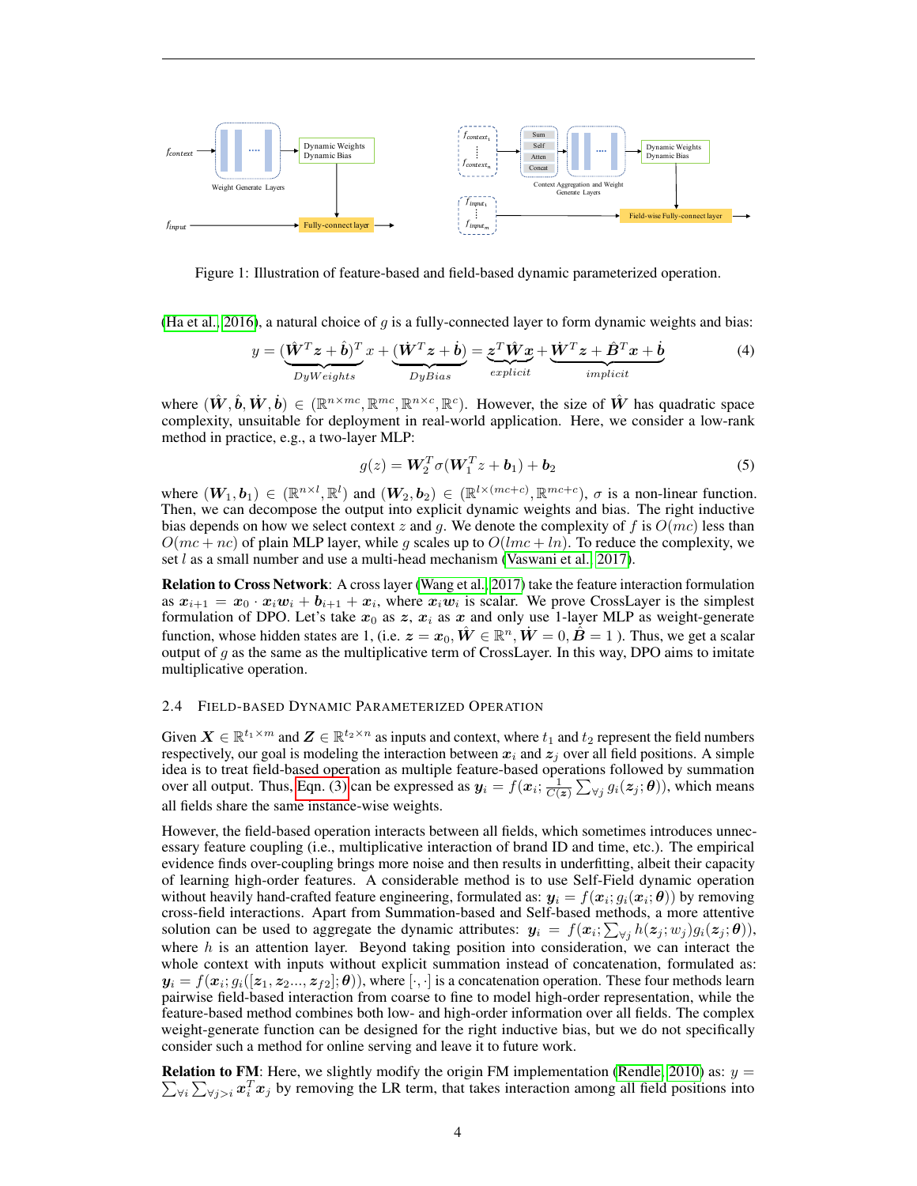Figure 1: Illustration of feature-based and field-based dynamic parameterized operation.

(Ha et al., 2016), a natural choice of $g$ is a fully-connected layer to form dynamic weights and bias:

$$y = \underbrace{(\hat{\boldsymbol{W}}^T \boldsymbol{z} + \hat{\boldsymbol{b}})^T}_{DyWeights} x + \underbrace{(\dot{\boldsymbol{W}}^T \boldsymbol{z} + \dot{\boldsymbol{b}})}_{DyBias} = \underbrace{\boldsymbol{z}^T \hat{\boldsymbol{W}} \boldsymbol{x}}_{explicit} + \underbrace{\dot{\boldsymbol{W}}^T \boldsymbol{z} + \hat{\boldsymbol{B}}^T \boldsymbol{x} + \dot{\boldsymbol{b}}}_{implicit} \tag{4}$$

where $(\hat{\boldsymbol{W}}, \hat{\boldsymbol{b}}, \dot{\boldsymbol{W}}, \dot{\boldsymbol{b}}) \in (\mathbb{R}^{n \times mc}, \mathbb{R}^{mc}, \mathbb{R}^{n \times c}, \mathbb{R}^{c})$. However, the size of $\hat{\boldsymbol{W}}$ has quadratic space complexity, unsuitable for deployment in real-world application. Here, we consider a low-rank method in practice, e.g., a two-layer MLP:

$$g(z) = \boldsymbol{W}_2^T \sigma(\boldsymbol{W}_1^T z + \boldsymbol{b}_1) + \boldsymbol{b}_2 \tag{5}$$

where $(\boldsymbol{W}_1, \boldsymbol{b}_1) \in (\mathbb{R}^{n \times l}, \mathbb{R}^{l})$ and $(\boldsymbol{W}_2, \boldsymbol{b}_2) \in (\mathbb{R}^{l \times (mc+c)}, \mathbb{R}^{mc+c})$, $\sigma$ is a non-linear function. Then, we can decompose the output into explicit dynamic weights and bias. The right inductive bias depends on how we select context $z$ and $g$. We denote the complexity of $f$ is $O(mc)$ less than $O(mc + nc)$ of plain MLP layer, while $g$ scales up to $O(lmc + ln)$. To reduce the complexity, we set $l$ as a small number and use a multi-head mechanism (Vaswani et al., 2017).

**Relation to Cross Network**: A cross layer (Wang et al., 2017) take the feature interaction formulation as $\boldsymbol{x}_{i+1} = \boldsymbol{x}_0 \cdot \boldsymbol{x}_i \boldsymbol{w}_i + \boldsymbol{b}_{i+1} + \boldsymbol{x}_i$, where $\boldsymbol{x}_i \boldsymbol{w}_i$ is scalar. We prove CrossLayer is the simplest formulation of DPO. Let's take $\boldsymbol{x}_0$ as $\boldsymbol{z}$, $\boldsymbol{x}_i$ as $\boldsymbol{x}$ and only use 1-layer MLP as weight-generate function, whose hidden states are 1, (i.e. $\boldsymbol{z} = \boldsymbol{x}_0, \hat{\boldsymbol{W}} \in \mathbb{R}^n, \dot{\boldsymbol{W}} = 0, \hat{\boldsymbol{B}} = 1$ ). Thus, we get a scalar output of $g$ as the same as the multiplicative term of CrossLayer. In this way, DPO aims to imitate multiplicative operation.

### 2.4 Field-based Dynamic Parameterized Operation

Given $\boldsymbol{X} \in \mathbb{R}^{t_1 \times m}$ and $\boldsymbol{Z} \in \mathbb{R}^{t_2 \times n}$ as inputs and context, where $t_1$ and $t_2$ represent the field numbers respectively, our goal is modeling the interaction between $\boldsymbol{x}_i$ and $\boldsymbol{z}_j$ over all field positions. A simple idea is to treat field-based operation as multiple feature-based operations followed by summation over all output. Thus, Eqn. (3) can be expressed as $\boldsymbol{y}_i = f(\boldsymbol{x}_i; \frac{1}{C(\boldsymbol{z})} \sum_{\forall j} g_i(\boldsymbol{z}_j; \boldsymbol{\theta}))$, which means all fields share the same instance-wise weights.

However, the field-based operation interacts between all fields, which sometimes introduces unnecessary feature coupling (i.e., multiplicative interaction of brand ID and time, etc.). The empirical evidence finds over-coupling brings more noise and then results in underfitting, albeit their capacity of learning high-order features. A considerable method is to use Self-Field dynamic operation without heavily hand-crafted feature engineering, formulated as: $\boldsymbol{y}_i = f(\boldsymbol{x}_i; g_i(\boldsymbol{x}_i; \boldsymbol{\theta}))$ by removing cross-field interactions. Apart from Summation-based and Self-based methods, a more attentive solution can be used to aggregate the dynamic attributes: $\boldsymbol{y}_i = f(\boldsymbol{x}_i; \sum_{\forall j} h(\boldsymbol{z}_j; w_j) g_i(\boldsymbol{z}_j; \boldsymbol{\theta}))$, where $h$ is an attention layer. Beyond taking position into consideration, we can interact the whole context with inputs without explicit summation instead of concatenation, formulated as: $\boldsymbol{y}_i = f(\boldsymbol{x}_i; g_i([\boldsymbol{z}_1, \boldsymbol{z}_2 ..., \boldsymbol{z}_{f2}]; \boldsymbol{\theta}))$, where $[\cdot, \cdot]$ is a concatenation operation. These four methods learn pairwise field-based interaction from coarse to fine to model high-order representation, while the feature-based method combines both low- and high-order information over all fields. The complex weight-generate function can be designed for the right inductive bias, but we do not specifically consider such a method for online serving and leave it to future work.

**Relation to FM**: Here, we slightly modify the origin FM implementation (Rendle, 2010) as: $y = \sum_{\forall i} \sum_{\forall j > i} \boldsymbol{x}_i^T \boldsymbol{x}_j$ by removing the LR term, that takes interaction among all field positions into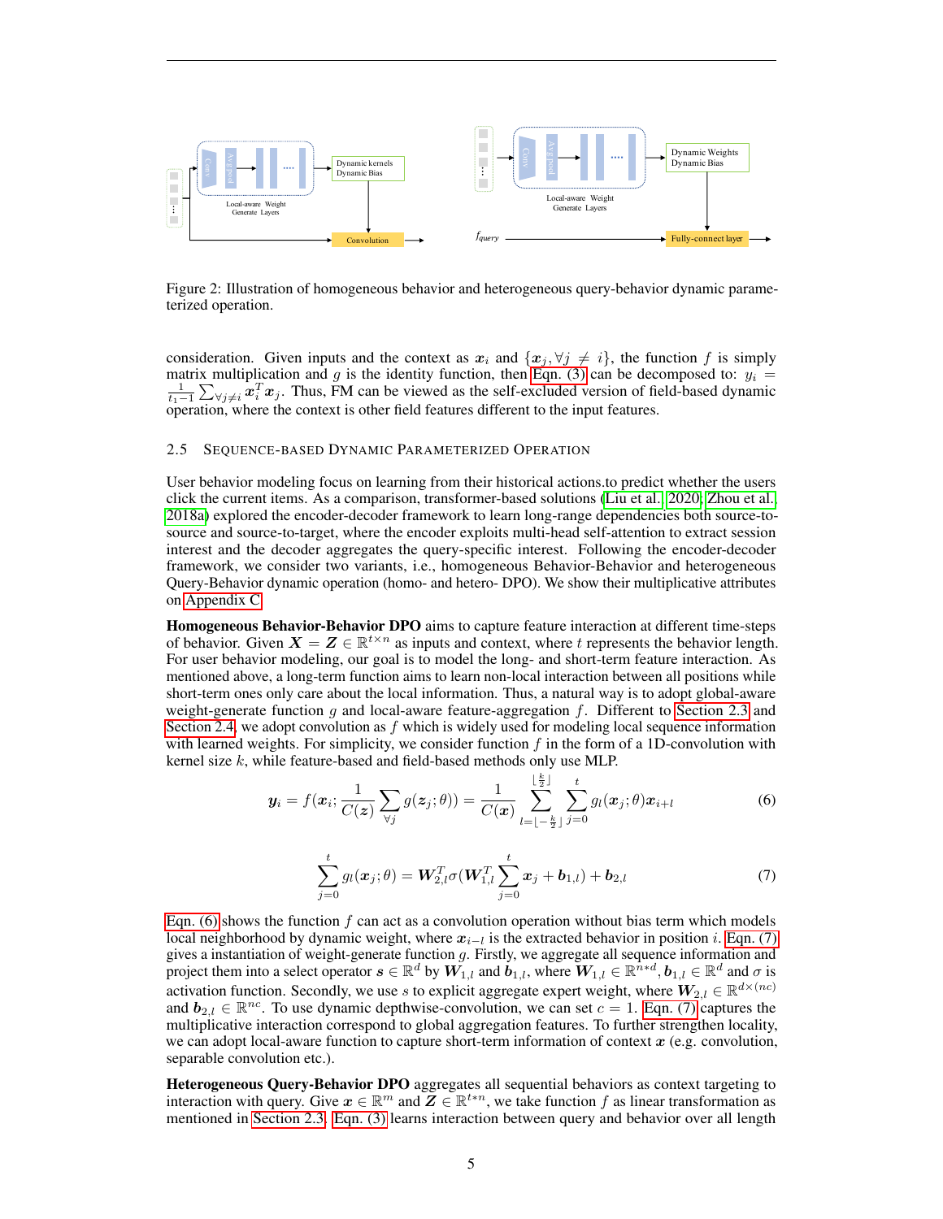Figure 2: Illustration of homogeneous behavior and heterogeneous query-behavior dynamic parameterized operation.

consideration. Given inputs and the context as $\boldsymbol{x}_i$ and $\{\boldsymbol{x}_j, \forall j \neq i\}$, the function $f$ is simply matrix multiplication and $g$ is the identity function, then Eqn. (3) can be decomposed to: $y_i = \frac{1}{t_1 - 1}\sum_{\forall j \neq i} \boldsymbol{x}_i^T \boldsymbol{x}_j$. Thus, FM can be viewed as the self-excluded version of field-based dynamic operation, where the context is other field features different to the input features.

### 2.5 Sequence-based Dynamic Parameterized Operation

User behavior modeling focus on learning from their historical actions.to predict whether the users click the current items. As a comparison, transformer-based solutions (Liu et al., 2020; Zhou et al., 2018a) explored the encoder-decoder framework to learn long-range dependencies both source-to-source and source-to-target, where the encoder exploits multi-head self-attention to extract session interest and the decoder aggregates the query-specific interest. Following the encoder-decoder framework, we consider two variants, i.e., homogeneous Behavior-Behavior and heterogeneous Query-Behavior dynamic operation (homo- and hetero- DPO). We show their multiplicative attributes on Appendix C.

**Homogeneous Behavior-Behavior DPO** aims to capture feature interaction at different time-steps of behavior. Given $\boldsymbol{X} = \boldsymbol{Z} \in \mathbb{R}^{t \times n}$ as inputs and context, where $t$ represents the behavior length. For user behavior modeling, our goal is to model the long- and short-term feature interaction. As mentioned above, a long-term function aims to learn non-local interaction between all positions while short-term ones only care about the local information. Thus, a natural way is to adopt global-aware weight-generate function $g$ and local-aware feature-aggregation $f$. Different to Section 2.3 and Section 2.4, we adopt convolution as $f$ which is widely used for modeling local sequence information with learned weights. For simplicity, we consider function $f$ in the form of a 1D-convolution with kernel size $k$, while feature-based and field-based methods only use MLP.

$$\boldsymbol{y}_i = f(\boldsymbol{x}_i; \frac{1}{C(\boldsymbol{z})}\sum_{\forall j} g(\boldsymbol{z}_j; \theta)) = \frac{1}{C(\boldsymbol{x})}\sum_{l=\lfloor -\frac{k}{2} \rfloor}^{\lfloor \frac{k}{2} \rfloor}\sum_{j=0}^{t} g_l(\boldsymbol{x}_j; \theta)\boldsymbol{x}_{i+l} \tag{6}$$

$$\sum_{j=0}^{t} g_l(\boldsymbol{x}_j; \theta) = \boldsymbol{W}_{2,l}^T \sigma(\boldsymbol{W}_{1,l}^T \sum_{j=0}^{t} \boldsymbol{x}_j + \boldsymbol{b}_{1,l}) + \boldsymbol{b}_{2,l} \tag{7}$$

Eqn. (6) shows the function $f$ can act as a convolution operation without bias term which models local neighborhood by dynamic weight, where $\boldsymbol{x}_{i-l}$ is the extracted behavior in position $i$. Eqn. (7) gives a instantiation of weight-generate function $g$. Firstly, we aggregate all sequence information and project them into a select operator $\boldsymbol{s} \in \mathbb{R}^d$ by $\boldsymbol{W}_{1,l}$ and $\boldsymbol{b}_{1,l}$, where $\boldsymbol{W}_{1,l} \in \mathbb{R}^{n*d}, \boldsymbol{b}_{1,l} \in \mathbb{R}^d$ and $\sigma$ is activation function. Secondly, we use $s$ to explicit aggregate expert weight, where $\boldsymbol{W}_{2,l} \in \mathbb{R}^{d \times (nc)}$ and $\boldsymbol{b}_{2,l} \in \mathbb{R}^{nc}$. To use dynamic depthwise-convolution, we can set $c = 1$. Eqn. (7) captures the multiplicative interaction correspond to global aggregation features. To further strengthen locality, we can adopt local-aware function to capture short-term information of context $\boldsymbol{x}$ (e.g. convolution, separable convolution etc.).

**Heterogeneous Query-Behavior DPO** aggregates all sequential behaviors as context targeting to interaction with query. Give $\boldsymbol{x} \in \mathbb{R}^m$ and $\boldsymbol{Z} \in \mathbb{R}^{t*n}$, we take function $f$ as linear transformation as mentioned in Section 2.3. Eqn. (3) learns interaction between query and behavior over all length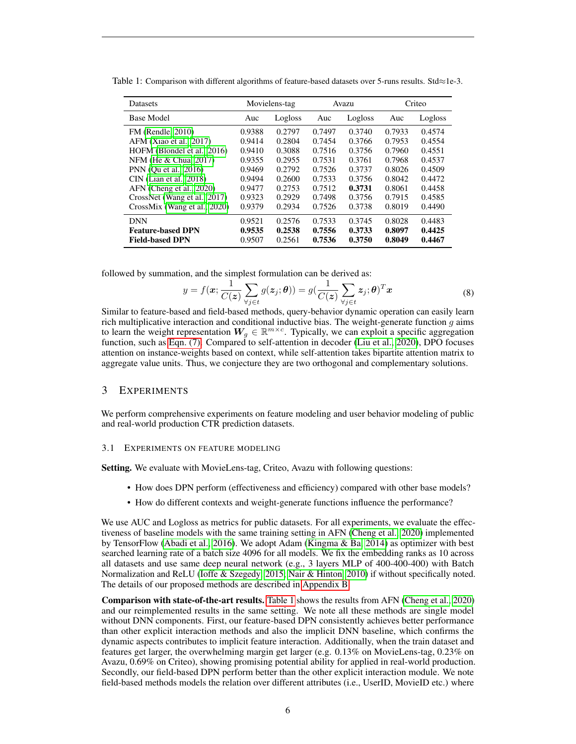Table 1: Comparison with different algorithms of feature-based datasets over 5-runs results. Std≈1e-3.

| Datasets | Movielens-tag | | Avazu | | Criteo | |
|---|---|---|---|---|---|---|
| Base Model | Auc | Logloss | Auc | Logloss | Auc | Logloss |
| FM (Rendle, 2010) | 0.9388 | 0.2797 | 0.7497 | 0.3740 | 0.7933 | 0.4574 |
| AFM (Xiao et al., 2017) | 0.9414 | 0.2804 | 0.7454 | 0.3766 | 0.7953 | 0.4554 |
| HOFM (Blondel et al., 2016) | 0.9410 | 0.3088 | 0.7516 | 0.3756 | 0.7960 | 0.4551 |
| NFM (He & Chua, 2017) | 0.9355 | 0.2955 | 0.7531 | 0.3761 | 0.7968 | 0.4537 |
| PNN (Qu et al., 2016) | 0.9469 | 0.2792 | 0.7526 | 0.3737 | 0.8026 | 0.4509 |
| CIN (Lian et al., 2018) | 0.9494 | 0.2600 | 0.7533 | 0.3756 | 0.8042 | 0.4472 |
| AFN (Cheng et al., 2020) | 0.9477 | 0.2753 | 0.7512 | **0.3731** | 0.8061 | 0.4458 |
| CrossNet (Wang et al., 2017) | 0.9323 | 0.2929 | 0.7498 | 0.3756 | 0.7915 | 0.4585 |
| CrossMix (Wang et al., 2020) | 0.9379 | 0.2934 | 0.7526 | 0.3738 | 0.8019 | 0.4490 |
| DNN | 0.9521 | 0.2576 | 0.7533 | 0.3745 | 0.8028 | 0.4483 |
| **Feature-based DPN** | **0.9535** | **0.2538** | **0.7556** | **0.3733** | **0.8097** | **0.4425** |
| **Field-based DPN** | 0.9507 | 0.2561 | **0.7536** | **0.3750** | **0.8049** | **0.4467** |

followed by summation, and the simplest formulation can be derived as:

$$y = f(\boldsymbol{x}; \frac{1}{C(\boldsymbol{z})} \sum_{\forall j \in t} g(\boldsymbol{z}_j; \boldsymbol{\theta})) = g(\frac{1}{C(\boldsymbol{z})} \sum_{\forall j \in t} \boldsymbol{z}_j; \boldsymbol{\theta})^T \boldsymbol{x} \tag{8}$$

Similar to feature-based and field-based methods, query-behavior dynamic operation can easily learn rich multiplicative interaction and conditional inductive bias. The weight-generate function $g$ aims to learn the weight representation $\boldsymbol{W}_g \in \mathbb{R}^{m \times c}$. Typically, we can exploit a specific aggregation function, such as Eqn. (7). Compared to self-attention in decoder (Liu et al., 2020), DPO focuses attention on instance-weights based on context, while self-attention takes bipartite attention matrix to aggregate value units. Thus, we conjecture they are two orthogonal and complementary solutions.

## 3 Experiments

We perform comprehensive experiments on feature modeling and user behavior modeling of public and real-world production CTR prediction datasets.

### 3.1 Experiments on feature modeling

**Setting.** We evaluate with MovieLens-tag, Criteo, Avazu with following questions:

- How does DPN perform (effectiveness and efficiency) compared with other base models?
- How do different contexts and weight-generate functions influence the performance?

We use AUC and Logloss as metrics for public datasets. For all experiments, we evaluate the effectiveness of baseline models with the same training setting in AFN (Cheng et al., 2020) implemented by TensorFlow (Abadi et al., 2016). We adopt Adam (Kingma & Ba, 2014) as optimizer with best searched learning rate of a batch size 4096 for all models. We fix the embedding ranks as 10 across all datasets and use same deep neural network (e.g., 3 layers MLP of 400-400-400) with Batch Normalization and ReLU (Ioffe & Szegedy, 2015; Nair & Hinton, 2010) if without specifically noted. The details of our proposed methods are described in Appendix B.

**Comparison with state-of-the-art results.** Table 1 shows the results from AFN (Cheng et al., 2020) and our reimplemented results in the same setting. We note all these methods are single model without DNN components. First, our feature-based DPN consistently achieves better performance than other explicit interaction methods and also the implicit DNN baseline, which confirms the dynamic aspects contributes to implicit feature interaction. Additionally, when the train dataset and features get larger, the overwhelming margin get larger (e.g. 0.13% on MovieLens-tag, 0.23% on Avazu, 0.69% on Criteo), showing promising potential ability for applied in real-world production. Secondly, our field-based DPN perform better than the other explicit interaction module. We note field-based methods models the relation over different attributes (i.e., UserID, MovieID etc.) where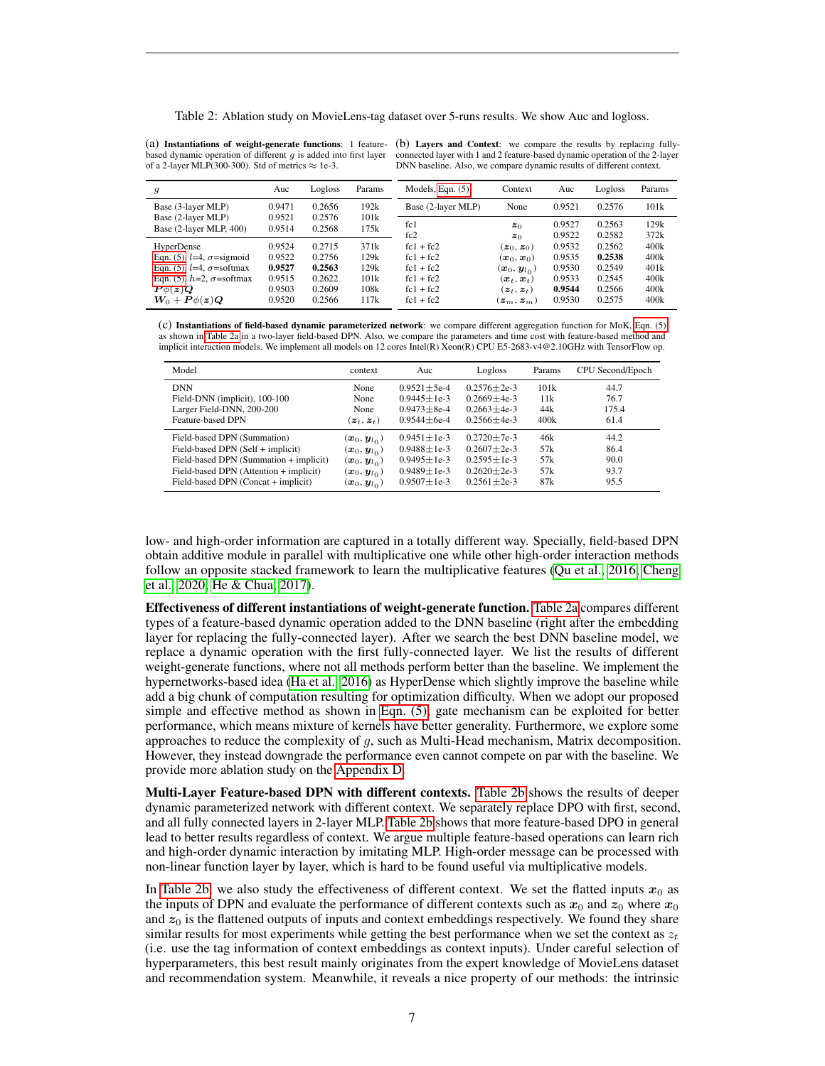Table 2: Ablation study on MovieLens-tag dataset over 5-runs results. We show Auc and logloss.

(a) **Instantiations of weight-generate functions**: 1 feature-based dynamic operation of different $g$ is added into first layer of a 2-layer MLP(300-300). Std of metrics ≈ 1e-3.

| $g$ | Auc | Logloss | Params |
|---|---|---|---|
| Base (3-layer MLP) | 0.9471 | 0.2656 | 192k |
| Base (2-layer MLP) | 0.9521 | 0.2576 | 101k |
| Base (2-layer MLP, 400) | 0.9514 | 0.2568 | 175k |
| HyperDense | 0.9524 | 0.2715 | 371k |
| Eqn. (5), $l$=4, $\sigma$=sigmoid | 0.9522 | 0.2756 | 129k |
| Eqn. (5), $l$=4, $\sigma$=softmax | **0.9527** | **0.2563** | 129k |
| Eqn. (5), $h$=2, $\sigma$=softmax | 0.9515 | 0.2622 | 101k |
| $\boldsymbol{P}\phi(\boldsymbol{z})\boldsymbol{Q}$ | 0.9503 | 0.2609 | 108k |
| $\boldsymbol{W}_0 + \boldsymbol{P}\phi(\boldsymbol{z})\boldsymbol{Q}$ | 0.9520 | 0.2566 | 117k |

(b) **Layers and Context**: we compare the results by replacing fully-connected layer with 1 and 2 feature-based dynamic operation of the 2-layer DNN baseline. Also, we compare dynamic results of different context.

| Models, Eqn. (5) | Context | Auc | Logloss | Params |
|---|---|---|---|---|
| Base (2-layer MLP) | None | 0.9521 | 0.2576 | 101k |
| fc1 | $\boldsymbol{z}_0$ | 0.9527 | 0.2563 | 129k |
| fc2 | $\boldsymbol{z}_0$ | 0.9522 | 0.2582 | 372k |
| fc1 + fc2 | $(\boldsymbol{z}_0, \boldsymbol{z}_0)$ | 0.9532 | 0.2562 | 400k |
| fc1 + fc2 | $(\boldsymbol{x}_0, \boldsymbol{x}_0)$ | 0.9535 | **0.2538** | 400k |
| fc1 + fc2 | $(\boldsymbol{x}_0, \boldsymbol{y}_{l_0})$ | 0.9530 | 0.2549 | 401k |
| fc1 + fc2 | $(\boldsymbol{x}_t, \boldsymbol{x}_t)$ | 0.9533 | 0.2545 | 400k |
| fc1 + fc2 | $(\boldsymbol{z}_t, \boldsymbol{z}_t)$ | **0.9544** | 0.2566 | 400k |
| fc1 + fc2 | $(\boldsymbol{z}_m, \boldsymbol{z}_m)$ | 0.9530 | 0.2575 | 400k |

(c) **Instantiations of field-based dynamic parameterized network**: we compare different aggregation function for MoK, Eqn. (5) as shown in Table 2a in a two-layer field-based DPN. Also, we compare the parameters and time cost with feature-based method and implicit interaction models. We implement all models on 12 cores Intel(R) Xeon(R) CPU E5-2683-v4@2.10GHz with TensorFlow op.

| Model | context | Auc | Logloss | Params | CPU Second/Epoch |
|---|---|---|---|---|---|
| DNN | None | 0.9521±5e-4 | 0.2576±2e-3 | 101k | 44.7 |
| Field-DNN (implicit), 100-100 | None | 0.9445±1e-3 | 0.2669±4e-3 | 11k | 76.7 |
| Larger Field-DNN, 200-200 | None | 0.9473±8e-4 | 0.2663±4e-3 | 44k | 175.4 |
| Feature-based DPN | $(\boldsymbol{z}_t, \boldsymbol{z}_t)$ | 0.9544±6e-4 | 0.2566±4e-3 | 400k | 61.4 |
| Field-based DPN (Summation) | $(\boldsymbol{x}_0, \boldsymbol{y}_{l_0})$ | 0.9451±1e-3 | 0.2720±7e-3 | 46k | 44.2 |
| Field-based DPN (Self + implicit) | $(\boldsymbol{x}_0, \boldsymbol{y}_{l_0})$ | 0.9488±1e-3 | 0.2607±2e-3 | 57k | 86.4 |
| Field-based DPN (Summation + implicit) | $(\boldsymbol{x}_0, \boldsymbol{y}_{l_0})$ | 0.9495±1e-3 | 0.2595±1e-3 | 57k | 90.0 |
| Field-based DPN (Attention + implicit) | $(\boldsymbol{x}_0, \boldsymbol{y}_{l_0})$ | 0.9489±1e-3 | 0.2620±2e-3 | 57k | 93.7 |
| Field-based DPN (Concat + implicit) | $(\boldsymbol{x}_0, \boldsymbol{y}_{l_0})$ | 0.9507±1e-3 | 0.2561±2e-3 | 87k | 95.5 |

low- and high-order information are captured in a totally different way. Specially, field-based DPN obtain additive module in parallel with multiplicative one while other high-order interaction methods follow an opposite stacked framework to learn the multiplicative features (Qu et al., 2016; Cheng et al., 2020; He & Chua, 2017).

**Effectiveness of different instantiations of weight-generate function.** Table 2a compares different types of a feature-based dynamic operation added to the DNN baseline (right after the embedding layer for replacing the fully-connected layer). After we search the best DNN baseline model, we replace a dynamic operation with the first fully-connected layer. We list the results of different weight-generate functions, where not all methods perform better than the baseline. We implement the hypernetworks-based idea (Ha et al., 2016) as HyperDense which slightly improve the baseline while add a big chunk of computation resulting for optimization difficulty. When we adopt our proposed simple and effective method as shown in Eqn. (5), gate mechanism can be exploited for better performance, which means mixture of kernels have better generality. Furthermore, we explore some approaches to reduce the complexity of $g$, such as Multi-Head mechanism, Matrix decomposition. However, they instead downgrade the performance even cannot compete on par with the baseline. We provide more ablation study on the Appendix D.

**Multi-Layer Feature-based DPN with different contexts.** Table 2b shows the results of deeper dynamic parameterized network with different context. We separately replace DPO with first, second, and all fully connected layers in 2-layer MLP. Table 2b shows that more feature-based DPO in general lead to better results regardless of context. We argue multiple feature-based operations can learn rich and high-order dynamic interaction by imitating MLP. High-order message can be processed with non-linear function layer by layer, which is hard to be found useful via multiplicative models.

In Table 2b, we also study the effectiveness of different context. We set the flatted inputs $\boldsymbol{x}_0$ as the inputs of DPN and evaluate the performance of different contexts such as $\boldsymbol{x}_0$ and $\boldsymbol{z}_0$ where $\boldsymbol{x}_0$ and $\boldsymbol{z}_0$ is the flattened outputs of inputs and context embeddings respectively. We found they share similar results for most experiments while getting the best performance when we set the context as $z_t$ (i.e. use the tag information of context embeddings as context inputs). Under careful selection of hyperparameters, this best result mainly originates from the expert knowledge of MovieLens dataset and recommendation system. Meanwhile, it reveals a nice property of our methods: the intrinsic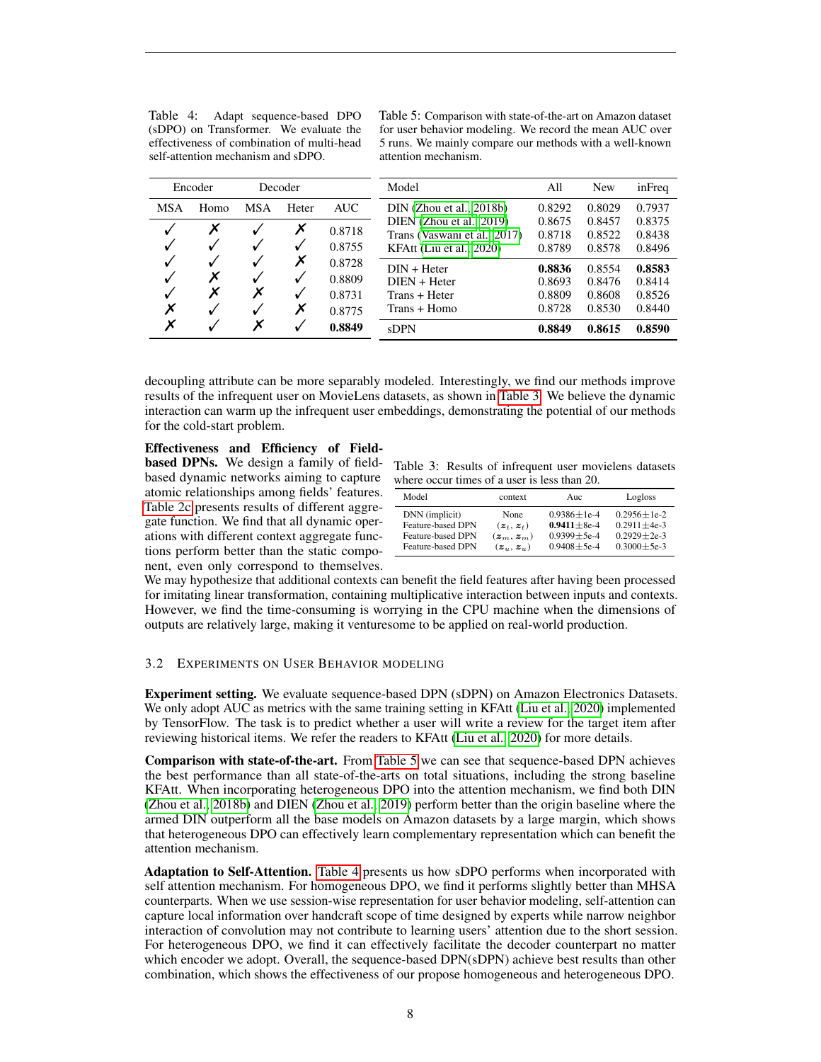Table 4: Adapt sequence-based DPO (sDPO) on Transformer. We evaluate the effectiveness of combination of multi-head self-attention mechanism and sDPO.

| Encoder | | Decoder | | |
|---|---|---|---|---|
| MSA | Homo | MSA | Heter | AUC |
| ✓ | ✗ | ✓ | ✗ | 0.8718 |
| ✓ | ✓ | ✓ | ✓ | 0.8755 |
| ✓ | ✓ | ✓ | ✗ | 0.8728 |
| ✓ | ✗ | ✓ | ✓ | 0.8809 |
| ✓ | ✗ | ✗ | ✓ | 0.8731 |
| ✗ | ✓ | ✓ | ✗ | 0.8775 |
| ✗ | ✓ | ✗ | ✓ | **0.8849** |

Table 5: Comparison with state-of-the-art on Amazon dataset for user behavior modeling. We record the mean AUC over 5 runs. We mainly compare our methods with a well-known attention mechanism.

| Model | All | New | inFreq |
|---|---|---|---|
| DIN (Zhou et al., 2018b) | 0.8292 | 0.8029 | 0.7937 |
| DIEN (Zhou et al., 2019) | 0.8675 | 0.8457 | 0.8375 |
| Trans (Vaswani et al., 2017) | 0.8718 | 0.8522 | 0.8438 |
| KFAtt (Liu et al., 2020) | 0.8789 | 0.8578 | 0.8496 |
| DIN + Heter | **0.8836** | 0.8554 | **0.8583** |
| DIEN + Heter | 0.8693 | 0.8476 | 0.8414 |
| Trans + Heter | 0.8809 | 0.8608 | 0.8526 |
| Trans + Homo | 0.8728 | 0.8530 | 0.8440 |
| sDPN | **0.8849** | **0.8615** | **0.8590** |

decoupling attribute can be more separably modeled. Interestingly, we find our methods improve results of the infrequent user on MovieLens datasets, as shown in Table 3. We believe the dynamic interaction can warm up the infrequent user embeddings, demonstrating the potential of our methods for the cold-start problem.

Table 3: Results of infrequent user movielens datasets where occur times of a user is less than 20.

| Model | context | Auc | Logloss |
|---|---|---|---|
| DNN (implicit) | None | 0.9386±1e-4 | 0.2956±1e-2 |
| Feature-based DPN | $(z_t, z_t)$ | **0.9411**±8e-4 | 0.2911±4e-3 |
| Feature-based DPN | $(z_m, z_m)$ | 0.9399±5e-4 | 0.2929±2e-3 |
| Feature-based DPN | $(z_u, z_u)$ | 0.9408±5e-4 | 0.3000±5e-3 |

**Effectiveness and Efficiency of Field-based DPNs.** We design a family of field-based dynamic networks aiming to capture atomic relationships among fields' features. Table 2c presents results of different aggregate function. We find that all dynamic operations with different context aggregate functions perform better than the static component, even only correspond to themselves. We may hypothesize that additional contexts can benefit the field features after having been processed for imitating linear transformation, containing multiplicative interaction between inputs and contexts. However, we find the time-consuming is worrying in the CPU machine when the dimensions of outputs are relatively large, making it venturesome to be applied on real-world production.

### 3.2 Experiments on User Behavior Modeling

**Experiment setting.** We evaluate sequence-based DPN (sDPN) on Amazon Electronics Datasets. We only adopt AUC as metrics with the same training setting in KFAtt (Liu et al., 2020) implemented by TensorFlow. The task is to predict whether a user will write a review for the target item after reviewing historical items. We refer the readers to KFAtt (Liu et al., 2020) for more details.

**Comparison with state-of-the-art.** From Table 5 we can see that sequence-based DPN achieves the best performance than all state-of-the-arts on total situations, including the strong baseline KFAtt. When incorporating heterogeneous DPO into the attention mechanism, we find both DIN (Zhou et al., 2018b) and DIEN (Zhou et al., 2019) perform better than the origin baseline where the armed DIN outperform all the base models on Amazon datasets by a large margin, which shows that heterogeneous DPO can effectively learn complementary representation which can benefit the attention mechanism.

**Adaptation to Self-Attention.** Table 4 presents us how sDPO performs when incorporated with self attention mechanism. For homogeneous DPO, we find it performs slightly better than MHSA counterparts. When we use session-wise representation for user behavior modeling, self-attention can capture local information over handcraft scope of time designed by experts while narrow neighbor interaction of convolution may not contribute to learning users' attention due to the short session. For heterogeneous DPO, we find it can effectively facilitate the decoder counterpart no matter which encoder we adopt. Overall, the sequence-based DPN(sDPN) achieve best results than other combination, which shows the effectiveness of our propose homogeneous and heterogeneous DPO.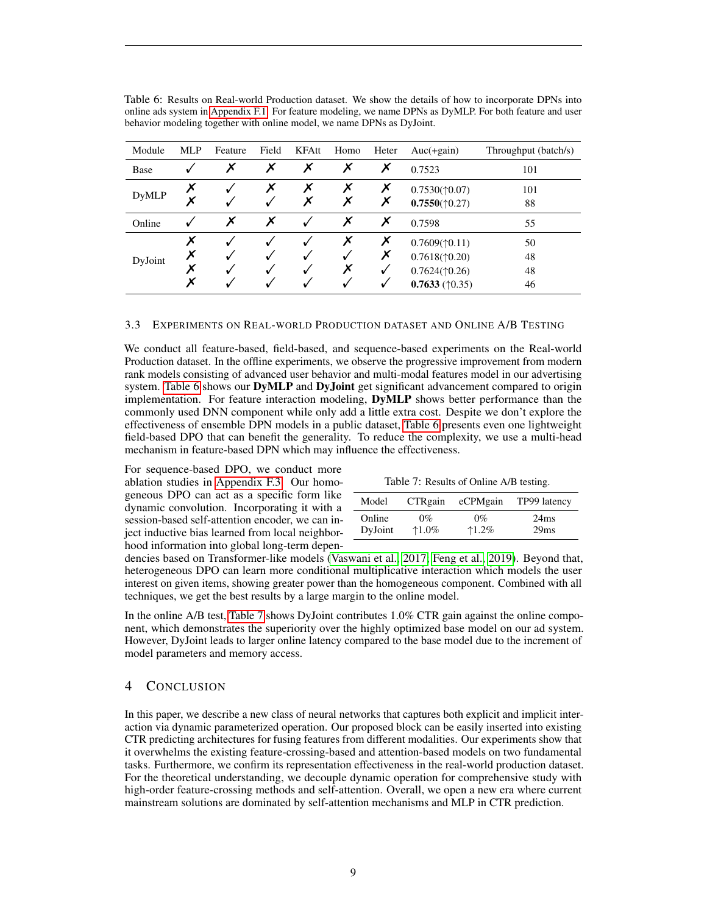Table 6: Results on Real-world Production dataset. We show the details of how to incorporate DPNs into online ads system in Appendix F.1. For feature modeling, we name DPNs as DyMLP. For both feature and user behavior modeling together with online model, we name DPNs as DyJoint.

| Module | MLP | Feature | Field | KFAtt | Homo | Heter | Auc(+gain) | Throughput (batch/s) |
|---|---|---|---|---|---|---|---|---|
| Base | ✓ | ✗ | ✗ | ✗ | ✗ | ✗ | 0.7523 | 101 |
| DyMLP | ✗ | ✓ | ✗ | ✗ | ✗ | ✗ | 0.7530(↑0.07) | 101 |
| | ✗ | ✓ | ✓ | ✗ | ✗ | ✗ | **0.7550**(↑0.27) | 88 |
| Online | ✓ | ✗ | ✗ | ✓ | ✗ | ✗ | 0.7598 | 55 |
| DyJoint | ✗ | ✓ | ✓ | ✓ | ✗ | ✗ | 0.7609(↑0.11) | 50 |
| | ✗ | ✓ | ✓ | ✓ | ✓ | ✗ | 0.7618(↑0.20) | 48 |
| | ✗ | ✓ | ✓ | ✓ | ✗ | ✓ | 0.7624(↑0.26) | 48 |
| | ✗ | ✓ | ✓ | ✓ | ✓ | ✓ | **0.7633** (↑0.35) | 46 |

### 3.3 Experiments on Real-world Production dataset and Online A/B Testing

We conduct all feature-based, field-based, and sequence-based experiments on the Real-world Production dataset. In the offline experiments, we observe the progressive improvement from modern rank models consisting of advanced user behavior and multi-modal features model in our advertising system. Table 6 shows our **DyMLP** and **DyJoint** get significant advancement compared to origin implementation. For feature interaction modeling, **DyMLP** shows better performance than the commonly used DNN component while only add a little extra cost. Despite we don't explore the effectiveness of ensemble DPN models in a public dataset, Table 6 presents even one lightweight field-based DPO that can benefit the generality. To reduce the complexity, we use a multi-head mechanism in feature-based DPN which may influence the effectiveness.

For sequence-based DPO, we conduct more ablation studies in Appendix F.3. Our homogeneous DPO can act as a specific form like dynamic convolution. Incorporating it with a session-based self-attention encoder, we can inject inductive bias learned from local neighborhood information into global long-term dependencies based on Transformer-like models (Vaswani et al., 2017; Feng et al., 2019). Beyond that, heterogeneous DPO can learn more conditional multiplicative interaction which models the user interest on given items, showing greater power than the homogeneous component. Combined with all techniques, we get the best results by a large margin to the online model.

Table 7: Results of Online A/B testing.

| Model | CTRgain | eCPMgain | TP99 latency |
|---|---|---|---|
| Online | 0% | 0% | 24ms |
| DyJoint | ↑1.0% | ↑1.2% | 29ms |

In the online A/B test, Table 7 shows DyJoint contributes 1.0% CTR gain against the online component, which demonstrates the superiority over the highly optimized base model on our ad system. However, DyJoint leads to larger online latency compared to the base model due to the increment of model parameters and memory access.

## 4 Conclusion

In this paper, we describe a new class of neural networks that captures both explicit and implicit interaction via dynamic parameterized operation. Our proposed block can be easily inserted into existing CTR predicting architectures for fusing features from different modalities. Our experiments show that it overwhelms the existing feature-crossing-based and attention-based models on two fundamental tasks. Furthermore, we confirm its representation effectiveness in the real-world production dataset. For the theoretical understanding, we decouple dynamic operation for comprehensive study with high-order feature-crossing methods and self-attention. Overall, we open a new era where current mainstream solutions are dominated by self-attention mechanisms and MLP in CTR prediction.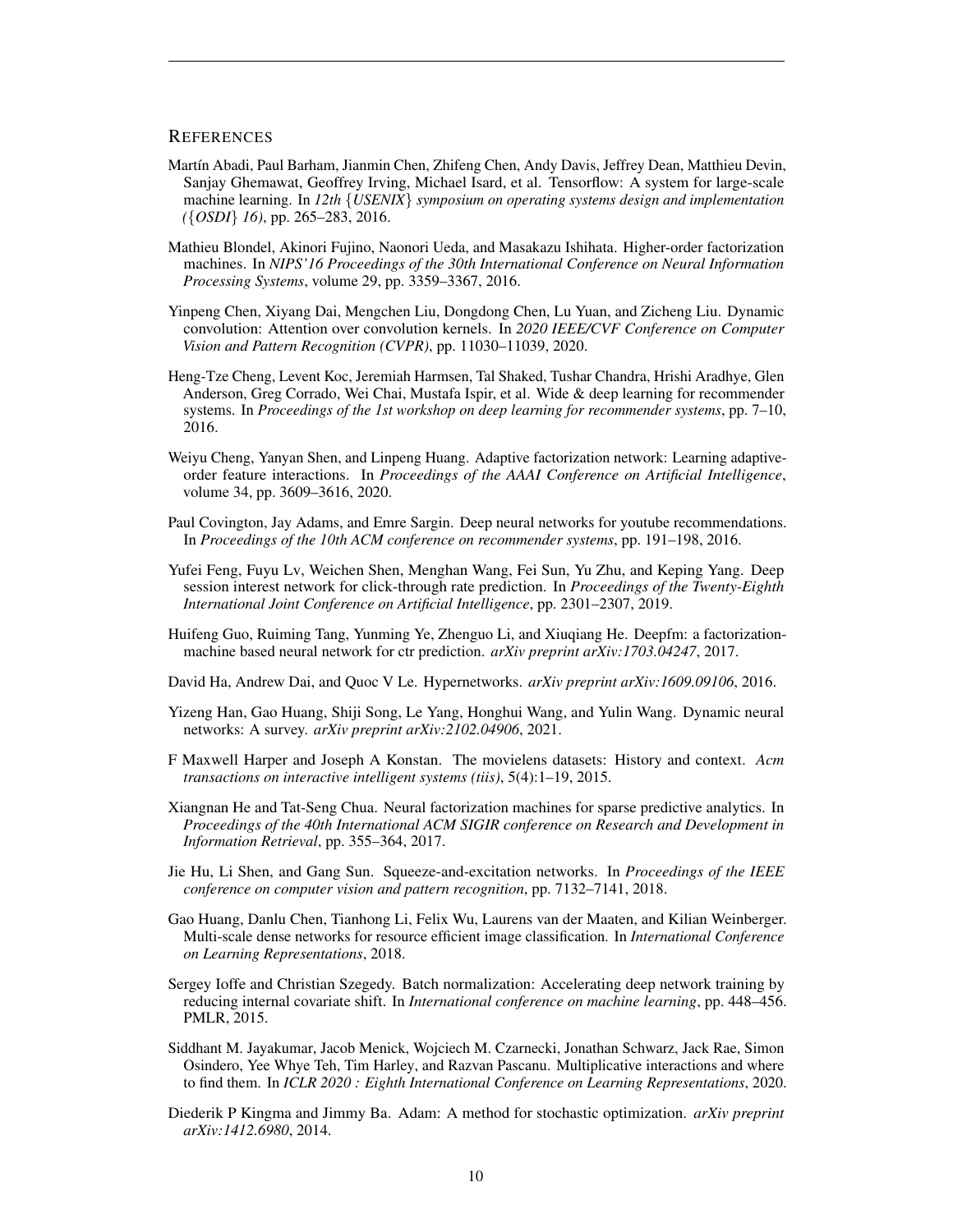## REFERENCES

Martín Abadi, Paul Barham, Jianmin Chen, Zhifeng Chen, Andy Davis, Jeffrey Dean, Matthieu Devin, Sanjay Ghemawat, Geoffrey Irving, Michael Isard, et al. Tensorflow: A system for large-scale machine learning. In *12th {USENIX} symposium on operating systems design and implementation ({OSDI} 16)*, pp. 265–283, 2016.

Mathieu Blondel, Akinori Fujino, Naonori Ueda, and Masakazu Ishihata. Higher-order factorization machines. In *NIPS'16 Proceedings of the 30th International Conference on Neural Information Processing Systems*, volume 29, pp. 3359–3367, 2016.

Yinpeng Chen, Xiyang Dai, Mengchen Liu, Dongdong Chen, Lu Yuan, and Zicheng Liu. Dynamic convolution: Attention over convolution kernels. In *2020 IEEE/CVF Conference on Computer Vision and Pattern Recognition (CVPR)*, pp. 11030–11039, 2020.

Heng-Tze Cheng, Levent Koc, Jeremiah Harmsen, Tal Shaked, Tushar Chandra, Hrishi Aradhye, Glen Anderson, Greg Corrado, Wei Chai, Mustafa Ispir, et al. Wide & deep learning for recommender systems. In *Proceedings of the 1st workshop on deep learning for recommender systems*, pp. 7–10, 2016.

Weiyu Cheng, Yanyan Shen, and Linpeng Huang. Adaptive factorization network: Learning adaptive-order feature interactions. In *Proceedings of the AAAI Conference on Artificial Intelligence*, volume 34, pp. 3609–3616, 2020.

Paul Covington, Jay Adams, and Emre Sargin. Deep neural networks for youtube recommendations. In *Proceedings of the 10th ACM conference on recommender systems*, pp. 191–198, 2016.

Yufei Feng, Fuyu Lv, Weichen Shen, Menghan Wang, Fei Sun, Yu Zhu, and Keping Yang. Deep session interest network for click-through rate prediction. In *Proceedings of the Twenty-Eighth International Joint Conference on Artificial Intelligence*, pp. 2301–2307, 2019.

Huifeng Guo, Ruiming Tang, Yunming Ye, Zhenguo Li, and Xiuqiang He. Deepfm: a factorization-machine based neural network for ctr prediction. *arXiv preprint arXiv:1703.04247*, 2017.

David Ha, Andrew Dai, and Quoc V Le. Hypernetworks. *arXiv preprint arXiv:1609.09106*, 2016.

Yizeng Han, Gao Huang, Shiji Song, Le Yang, Honghui Wang, and Yulin Wang. Dynamic neural networks: A survey. *arXiv preprint arXiv:2102.04906*, 2021.

F Maxwell Harper and Joseph A Konstan. The movielens datasets: History and context. *Acm transactions on interactive intelligent systems (tiis)*, 5(4):1–19, 2015.

Xiangnan He and Tat-Seng Chua. Neural factorization machines for sparse predictive analytics. In *Proceedings of the 40th International ACM SIGIR conference on Research and Development in Information Retrieval*, pp. 355–364, 2017.

Jie Hu, Li Shen, and Gang Sun. Squeeze-and-excitation networks. In *Proceedings of the IEEE conference on computer vision and pattern recognition*, pp. 7132–7141, 2018.

Gao Huang, Danlu Chen, Tianhong Li, Felix Wu, Laurens van der Maaten, and Kilian Weinberger. Multi-scale dense networks for resource efficient image classification. In *International Conference on Learning Representations*, 2018.

Sergey Ioffe and Christian Szegedy. Batch normalization: Accelerating deep network training by reducing internal covariate shift. In *International conference on machine learning*, pp. 448–456. PMLR, 2015.

Siddhant M. Jayakumar, Jacob Menick, Wojciech M. Czarnecki, Jonathan Schwarz, Jack Rae, Simon Osindero, Yee Whye Teh, Tim Harley, and Razvan Pascanu. Multiplicative interactions and where to find them. In *ICLR 2020 : Eighth International Conference on Learning Representations*, 2020.

Diederik P Kingma and Jimmy Ba. Adam: A method for stochastic optimization. *arXiv preprint arXiv:1412.6980*, 2014.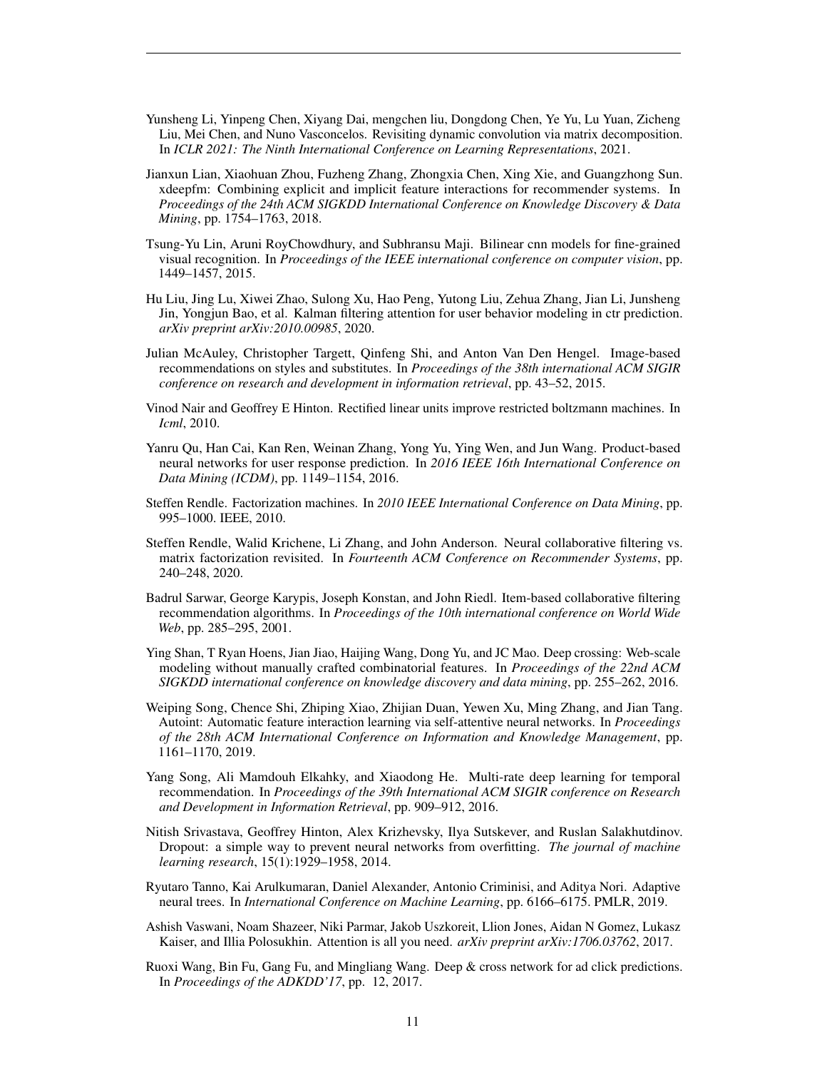Yunsheng Li, Yinpeng Chen, Xiyang Dai, mengchen liu, Dongdong Chen, Ye Yu, Lu Yuan, Zicheng Liu, Mei Chen, and Nuno Vasconcelos. Revisiting dynamic convolution via matrix decomposition. In *ICLR 2021: The Ninth International Conference on Learning Representations*, 2021.

Jianxun Lian, Xiaohuan Zhou, Fuzheng Zhang, Zhongxia Chen, Xing Xie, and Guangzhong Sun. xdeepfm: Combining explicit and implicit feature interactions for recommender systems. In *Proceedings of the 24th ACM SIGKDD International Conference on Knowledge Discovery & Data Mining*, pp. 1754–1763, 2018.

Tsung-Yu Lin, Aruni RoyChowdhury, and Subhransu Maji. Bilinear cnn models for fine-grained visual recognition. In *Proceedings of the IEEE international conference on computer vision*, pp. 1449–1457, 2015.

Hu Liu, Jing Lu, Xiwei Zhao, Sulong Xu, Hao Peng, Yutong Liu, Zehua Zhang, Jian Li, Junsheng Jin, Yongjun Bao, et al. Kalman filtering attention for user behavior modeling in ctr prediction. *arXiv preprint arXiv:2010.00985*, 2020.

Julian McAuley, Christopher Targett, Qinfeng Shi, and Anton Van Den Hengel. Image-based recommendations on styles and substitutes. In *Proceedings of the 38th international ACM SIGIR conference on research and development in information retrieval*, pp. 43–52, 2015.

Vinod Nair and Geoffrey E Hinton. Rectified linear units improve restricted boltzmann machines. In *Icml*, 2010.

Yanru Qu, Han Cai, Kan Ren, Weinan Zhang, Yong Yu, Ying Wen, and Jun Wang. Product-based neural networks for user response prediction. In *2016 IEEE 16th International Conference on Data Mining (ICDM)*, pp. 1149–1154, 2016.

Steffen Rendle. Factorization machines. In *2010 IEEE International Conference on Data Mining*, pp. 995–1000. IEEE, 2010.

Steffen Rendle, Walid Krichene, Li Zhang, and John Anderson. Neural collaborative filtering vs. matrix factorization revisited. In *Fourteenth ACM Conference on Recommender Systems*, pp. 240–248, 2020.

Badrul Sarwar, George Karypis, Joseph Konstan, and John Riedl. Item-based collaborative filtering recommendation algorithms. In *Proceedings of the 10th international conference on World Wide Web*, pp. 285–295, 2001.

Ying Shan, T Ryan Hoens, Jian Jiao, Haijing Wang, Dong Yu, and JC Mao. Deep crossing: Web-scale modeling without manually crafted combinatorial features. In *Proceedings of the 22nd ACM SIGKDD international conference on knowledge discovery and data mining*, pp. 255–262, 2016.

Weiping Song, Chence Shi, Zhiping Xiao, Zhijian Duan, Yewen Xu, Ming Zhang, and Jian Tang. Autoint: Automatic feature interaction learning via self-attentive neural networks. In *Proceedings of the 28th ACM International Conference on Information and Knowledge Management*, pp. 1161–1170, 2019.

Yang Song, Ali Mamdouh Elkahky, and Xiaodong He. Multi-rate deep learning for temporal recommendation. In *Proceedings of the 39th International ACM SIGIR conference on Research and Development in Information Retrieval*, pp. 909–912, 2016.

Nitish Srivastava, Geoffrey Hinton, Alex Krizhevsky, Ilya Sutskever, and Ruslan Salakhutdinov. Dropout: a simple way to prevent neural networks from overfitting. *The journal of machine learning research*, 15(1):1929–1958, 2014.

Ryutaro Tanno, Kai Arulkumaran, Daniel Alexander, Antonio Criminisi, and Aditya Nori. Adaptive neural trees. In *International Conference on Machine Learning*, pp. 6166–6175. PMLR, 2019.

Ashish Vaswani, Noam Shazeer, Niki Parmar, Jakob Uszkoreit, Llion Jones, Aidan N Gomez, Lukasz Kaiser, and Illia Polosukhin. Attention is all you need. *arXiv preprint arXiv:1706.03762*, 2017.

Ruoxi Wang, Bin Fu, Gang Fu, and Mingliang Wang. Deep & cross network for ad click predictions. In *Proceedings of the ADKDD'17*, pp. 12, 2017.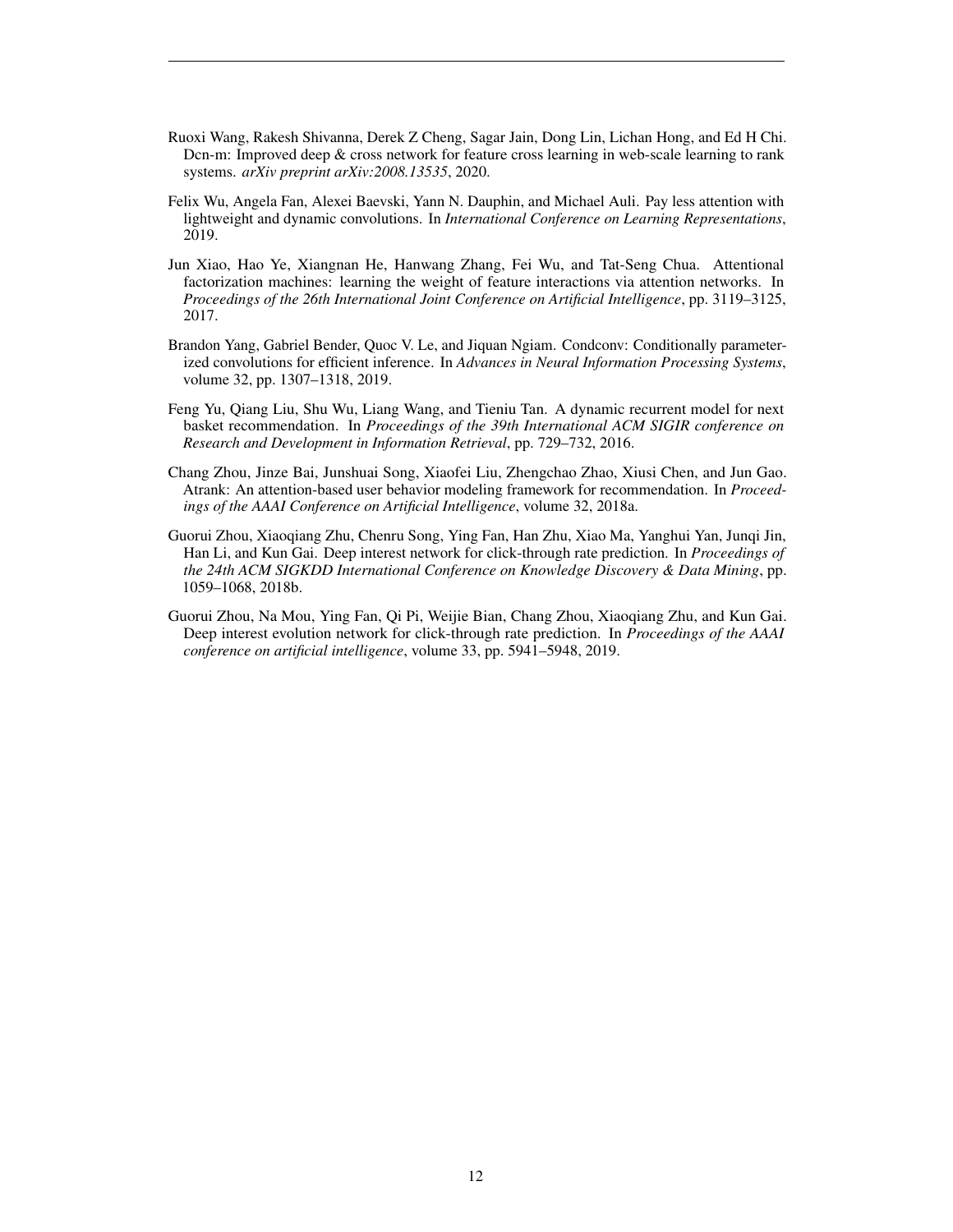Ruoxi Wang, Rakesh Shivanna, Derek Z Cheng, Sagar Jain, Dong Lin, Lichan Hong, and Ed H Chi. Dcn-m: Improved deep & cross network for feature cross learning in web-scale learning to rank systems. *arXiv preprint arXiv:2008.13535*, 2020.

Felix Wu, Angela Fan, Alexei Baevski, Yann N. Dauphin, and Michael Auli. Pay less attention with lightweight and dynamic convolutions. In *International Conference on Learning Representations*, 2019.

Jun Xiao, Hao Ye, Xiangnan He, Hanwang Zhang, Fei Wu, and Tat-Seng Chua. Attentional factorization machines: learning the weight of feature interactions via attention networks. In *Proceedings of the 26th International Joint Conference on Artificial Intelligence*, pp. 3119–3125, 2017.

Brandon Yang, Gabriel Bender, Quoc V. Le, and Jiquan Ngiam. Condconv: Conditionally parameterized convolutions for efficient inference. In *Advances in Neural Information Processing Systems*, volume 32, pp. 1307–1318, 2019.

Feng Yu, Qiang Liu, Shu Wu, Liang Wang, and Tieniu Tan. A dynamic recurrent model for next basket recommendation. In *Proceedings of the 39th International ACM SIGIR conference on Research and Development in Information Retrieval*, pp. 729–732, 2016.

Chang Zhou, Jinze Bai, Junshuai Song, Xiaofei Liu, Zhengchao Zhao, Xiusi Chen, and Jun Gao. Atrank: An attention-based user behavior modeling framework for recommendation. In *Proceedings of the AAAI Conference on Artificial Intelligence*, volume 32, 2018a.

Guorui Zhou, Xiaoqiang Zhu, Chenru Song, Ying Fan, Han Zhu, Xiao Ma, Yanghui Yan, Junqi Jin, Han Li, and Kun Gai. Deep interest network for click-through rate prediction. In *Proceedings of the 24th ACM SIGKDD International Conference on Knowledge Discovery & Data Mining*, pp. 1059–1068, 2018b.

Guorui Zhou, Na Mou, Ying Fan, Qi Pi, Weijie Bian, Chang Zhou, Xiaoqiang Zhu, and Kun Gai. Deep interest evolution network for click-through rate prediction. In *Proceedings of the AAAI conference on artificial intelligence*, volume 33, pp. 5941–5948, 2019.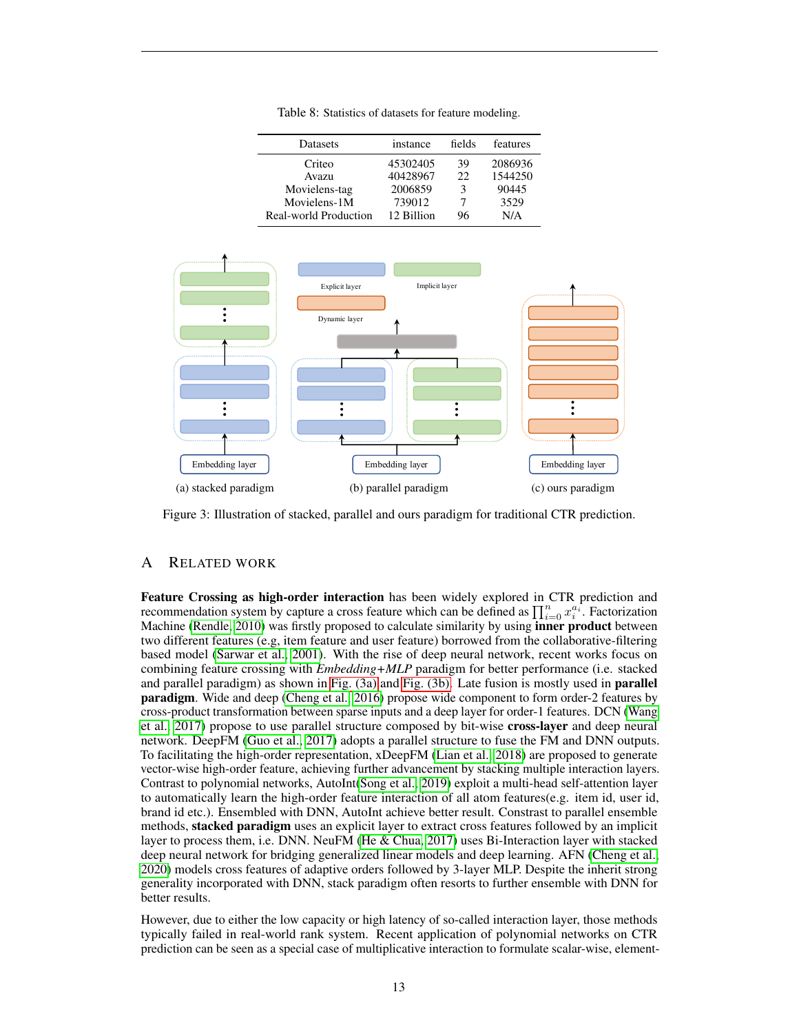Table 8: Statistics of datasets for feature modeling.

| Datasets | instance | fields | features |
|---|---|---|---|
| Criteo | 45302405 | 39 | 2086936 |
| Avazu | 40428967 | 22 | 1544250 |
| Movielens-tag | 2006859 | 3 | 90445 |
| Movielens-1M | 739012 | 7 | 3529 |
| Real-world Production | 12 Billion | 96 | N/A |

Figure 3: Illustration of stacked, parallel and ours paradigm for traditional CTR prediction.

## A Related Work

**Feature Crossing as high-order interaction** has been widely explored in CTR prediction and recommendation system by capture a cross feature which can be defined as $\prod_{i=0}^{n} x_i^{a_i}$. Factorization Machine (Rendle, 2010) was firstly proposed to calculate similarity by using **inner product** between two different features (e.g, item feature and user feature) borrowed from the collaborative-filtering based model (Sarwar et al., 2001). With the rise of deep neural network, recent works focus on combining feature crossing with *Embedding+MLP* paradigm for better performance (i.e. stacked and parallel paradigm) as shown in Fig. (3a) and Fig. (3b). Late fusion is mostly used in **parallel paradigm**. Wide and deep (Cheng et al., 2016) propose wide component to form order-2 features by cross-product transformation between sparse inputs and a deep layer for order-1 features. DCN (Wang et al., 2017) propose to use parallel structure composed by bit-wise **cross-layer** and deep neural network. DeepFM (Guo et al., 2017) adopts a parallel structure to fuse the FM and DNN outputs. To facilitating the high-order representation, xDeepFM (Lian et al., 2018) are proposed to generate vector-wise high-order feature, achieving further advancement by stacking multiple interaction layers. Contrast to polynomial networks, AutoInt(Song et al., 2019) exploit a multi-head self-attention layer to automatically learn the high-order feature interaction of all atom features(e.g. item id, user id, brand id etc.). Ensembled with DNN, AutoInt achieve better result. Constrast to parallel ensemble methods, **stacked paradigm** uses an explicit layer to extract cross features followed by an implicit layer to process them, i.e. DNN. NeuFM (He & Chua, 2017) uses Bi-Interaction layer with stacked deep neural network for bridging generalized linear models and deep learning. AFN (Cheng et al., 2020) models cross features of adaptive orders followed by 3-layer MLP. Despite the inherit strong generality incorporated with DNN, stack paradigm often resorts to further ensemble with DNN for better results.

However, due to either the low capacity or high latency of so-called interaction layer, those methods typically failed in real-world rank system. Recent application of polynomial networks on CTR prediction can be seen as a special case of multiplicative interaction to formulate scalar-wise, element-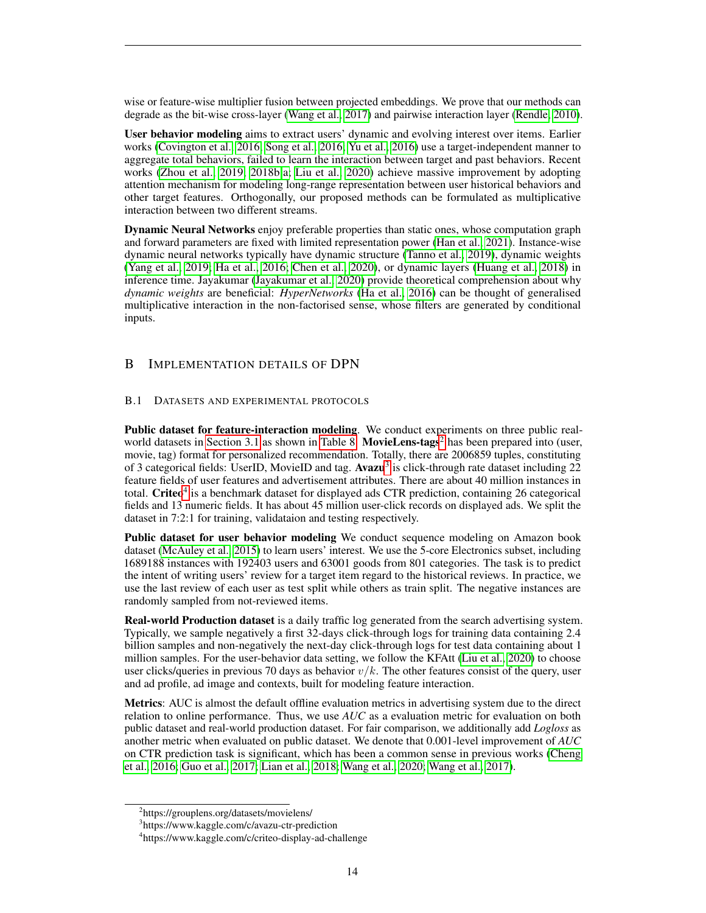wise or feature-wise multiplier fusion between projected embeddings. We prove that our methods can degrade as the bit-wise cross-layer (Wang et al., 2017) and pairwise interaction layer (Rendle, 2010).

**User behavior modeling** aims to extract users' dynamic and evolving interest over items. Earlier works (Covington et al., 2016; Song et al., 2016; Yu et al., 2016) use a target-independent manner to aggregate total behaviors, failed to learn the interaction between target and past behaviors. Recent works (Zhou et al., 2019; 2018b;a; Liu et al., 2020) achieve massive improvement by adopting attention mechanism for modeling long-range representation between user historical behaviors and other target features. Orthogonally, our proposed methods can be formulated as multiplicative interaction between two different streams.

**Dynamic Neural Networks** enjoy preferable properties than static ones, whose computation graph and forward parameters are fixed with limited representation power (Han et al., 2021). Instance-wise dynamic neural networks typically have dynamic structure (Tanno et al., 2019), dynamic weights (Yang et al., 2019; Ha et al., 2016; Chen et al., 2020), or dynamic layers (Huang et al., 2018) in inference time. Jayakumar (Jayakumar et al., 2020) provide theoretical comprehension about why *dynamic weights* are beneficial: *HyperNetworks* (Ha et al., 2016) can be thought of generalised multiplicative interaction in the non-factorised sense, whose filters are generated by conditional inputs.

## B Implementation details of DPN

### B.1 Datasets and experimental protocols

**Public dataset for feature-interaction modeling**. We conduct experiments on three public real-world datasets in Section 3.1 as shown in Table 8. **MovieLens-tags**[2] has been prepared into (user, movie, tag) format for personalized recommendation. Totally, there are 2006859 tuples, constituting of 3 categorical fields: UserID, MovieID and tag. **Avazu**[3] is click-through rate dataset including 22 feature fields of user features and advertisement attributes. There are about 40 million instances in total. **Criteo**[4] is a benchmark dataset for displayed ads CTR prediction, containing 26 categorical fields and 13 numeric fields. It has about 45 million user-click records on displayed ads. We split the dataset in 7:2:1 for training, validataion and testing respectively.

**Public dataset for user behavior modeling** We conduct sequence modeling on Amazon book dataset (McAuley et al., 2015) to learn users' interest. We use the 5-core Electronics subset, including 1689188 instances with 192403 users and 63001 goods from 801 categories. The task is to predict the intent of writing users' review for a target item regard to the historical reviews. In practice, we use the last review of each user as test split while others as train split. The negative instances are randomly sampled from not-reviewed items.

**Real-world Production dataset** is a daily traffic log generated from the search advertising system. Typically, we sample negatively a first 32-days click-through logs for training data containing 2.4 billion samples and non-negatively the next-day click-through logs for test data containing about 1 million samples. For the user-behavior data setting, we follow the KFAtt (Liu et al., 2020) to choose user clicks/queries in previous 70 days as behavior $v/k$. The other features consist of the query, user and ad profile, ad image and contexts, built for modeling feature interaction.

**Metrics**: AUC is almost the default offline evaluation metrics in advertising system due to the direct relation to online performance. Thus, we use *AUC* as a evaluation metric for evaluation on both public dataset and real-world production dataset. For fair comparison, we additionally add *Logloss* as another metric when evaluated on public dataset. We denote that 0.001-level improvement of *AUC* on CTR prediction task is significant, which has been a common sense in previous works (Cheng et al., 2016; Guo et al., 2017; Lian et al., 2018; Wang et al., 2020; Wang et al., 2017).

[2] https://grouplens.org/datasets/movielens/

[3] https://www.kaggle.com/c/avazu-ctr-prediction

[4] https://www.kaggle.com/c/criteo-display-ad-challenge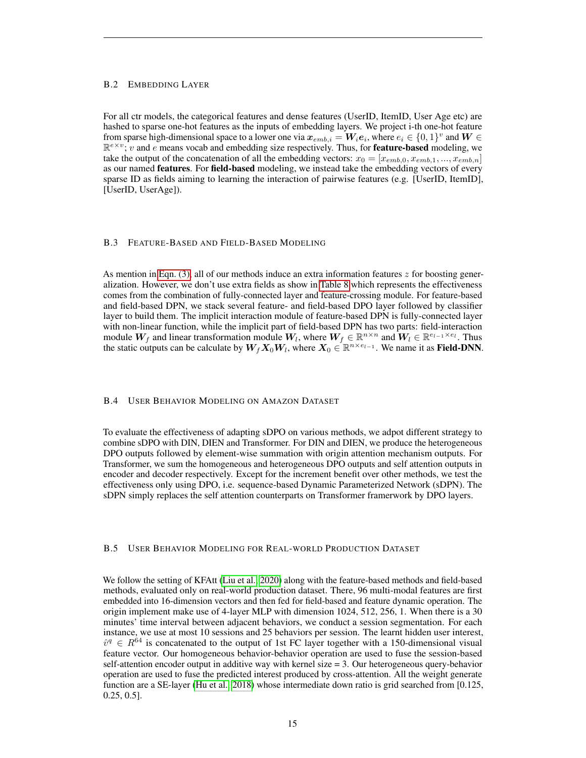### B.2 Embedding Layer

For all ctr models, the categorical features and dense features (UserID, ItemID, User Age etc) are hashed to sparse one-hot features as the inputs of embedding layers. We project i-th one-hot feature from sparse high-dimensional space to a lower one via $\boldsymbol{x}_{emb,i} = \boldsymbol{W}_i \boldsymbol{e}_i$, where $e_i \in \{0,1\}^v$ and $\boldsymbol{W} \in \mathbb{R}^{e \times v}$; $v$ and $e$ means vocab and embedding size respectively. Thus, for **feature-based** modeling, we take the output of the concatenation of all the embedding vectors: $x_0 = [x_{emb,0}, x_{emb,1}, ..., x_{emb,n}]$ as our named **features**. For **field-based** modeling, we instead take the embedding vectors of every sparse ID as fields aiming to learning the interaction of pairwise features (e.g. [UserID, ItemID], [UserID, UserAge]).

### B.3 Feature-Based and Field-Based Modeling

As mention in Eqn. (3), all of our methods induce an extra information features $z$ for boosting generalization. However, we don't use extra fields as show in Table 8 which represents the effectiveness comes from the combination of fully-connected layer and feature-crossing module. For feature-based and field-based DPN, we stack several feature- and field-based DPO layer followed by classifier layer to build them. The implicit interaction module of feature-based DPN is fully-connected layer with non-linear function, while the implicit part of field-based DPN has two parts: field-interaction module $\boldsymbol{W}_f$ and linear transformation module $\boldsymbol{W}_l$, where $\boldsymbol{W}_f \in \mathbb{R}^{n \times n}$ and $\boldsymbol{W}_l \in \mathbb{R}^{e_{l-1} \times e_l}$. Thus the static outputs can be calculate by $\boldsymbol{W}_f \boldsymbol{X}_0 \boldsymbol{W}_l$, where $\boldsymbol{X}_0 \in \mathbb{R}^{n \times e_{l-1}}$. We name it as **Field-DNN**.

### B.4 User Behavior Modeling on Amazon Dataset

To evaluate the effectiveness of adapting sDPO on various methods, we adpot different strategy to combine sDPO with DIN, DIEN and Transformer. For DIN and DIEN, we produce the heterogeneous DPO outputs followed by element-wise summation with origin attention mechanism outputs. For Transformer, we sum the homogeneous and heterogeneous DPO outputs and self attention outputs in encoder and decoder respectively. Except for the increment benefit over other methods, we test the effectiveness only using DPO, i.e. sequence-based Dynamic Parameterized Network (sDPN). The sDPN simply replaces the self attention counterparts on Transformer framerwork by DPO layers.

### B.5 User Behavior Modeling for Real-world Production Dataset

We follow the setting of KFAtt (Liu et al., 2020) along with the feature-based methods and field-based methods, evaluated only on real-world production dataset. There, 96 multi-modal features are first embedded into 16-dimension vectors and then fed for field-based and feature dynamic operation. The origin implement make use of 4-layer MLP with dimension 1024, 512, 256, 1. When there is a 30 minutes' time interval between adjacent behaviors, we conduct a session segmentation. For each instance, we use at most 10 sessions and 25 behaviors per session. The learnt hidden user interest, $\hat{v}^q \in R^{64}$ is concatenated to the output of 1st FC layer together with a 150-dimensional visual feature vector. Our homogeneous behavior-behavior operation are used to fuse the session-based self-attention encoder output in additive way with kernel size = 3. Our heterogeneous query-behavior operation are used to fuse the predicted interest produced by cross-attention. All the weight generate function are a SE-layer (Hu et al., 2018) whose intermediate down ratio is grid searched from [0.125, 0.25, 0.5].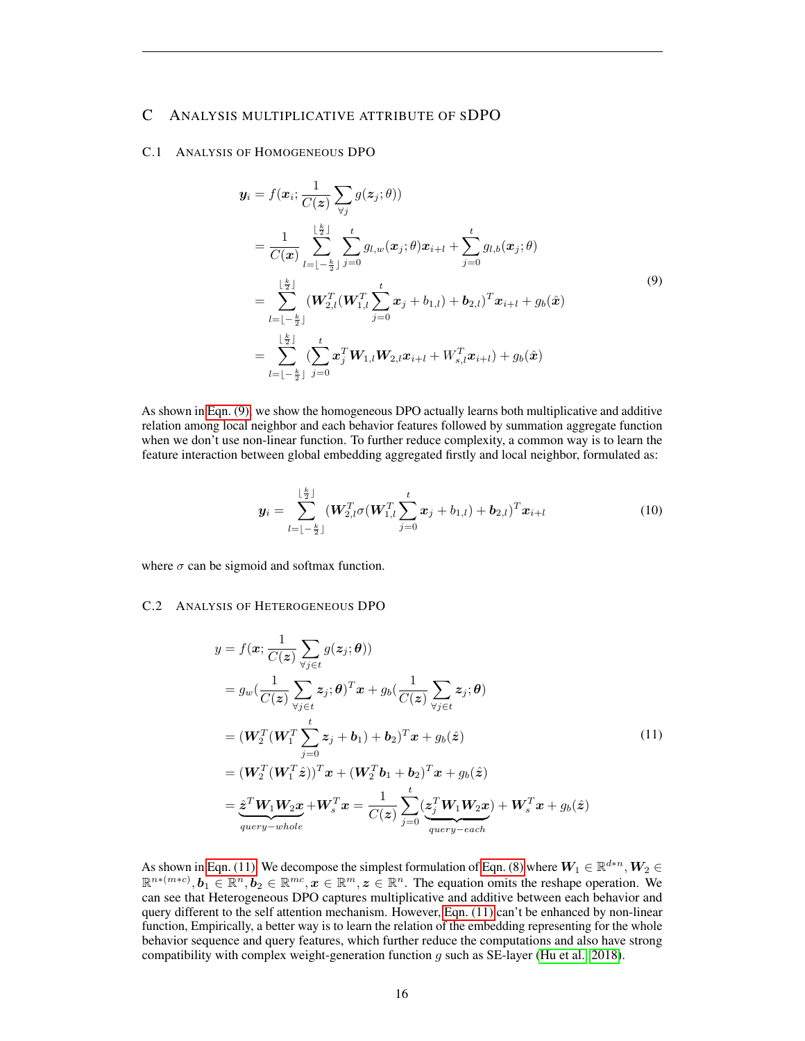## C Analysis multiplicative attribute of sDPO

### C.1 Analysis of Homogeneous DPO

$$
\begin{aligned}
\boldsymbol{y}_i &= f(\boldsymbol{x}_i; \frac{1}{C(\boldsymbol{z})} \sum_{\forall j} g(\boldsymbol{z}_j; \theta)) \\
&= \frac{1}{C(\boldsymbol{x})} \sum_{l=\lfloor -\frac{k}{2} \rfloor}^{\lfloor \frac{k}{2} \rfloor} \sum_{j=0}^{t} g_{l,w}(\boldsymbol{x}_j; \theta) \boldsymbol{x}_{i+l} + \sum_{j=0}^{t} g_{l,b}(\boldsymbol{x}_j; \theta) \\
&= \sum_{l=\lfloor -\frac{k}{2} \rfloor}^{\lfloor \frac{k}{2} \rfloor} (\boldsymbol{W}_{2,l}^T (\boldsymbol{W}_{1,l}^T \sum_{j=0}^{t} \boldsymbol{x}_j + b_{1,l}) + \boldsymbol{b}_{2,l})^T \boldsymbol{x}_{i+l} + g_b(\hat{\boldsymbol{x}}) \\
&= \sum_{l=\lfloor -\frac{k}{2} \rfloor}^{\lfloor \frac{k}{2} \rfloor} (\sum_{j=0}^{t} \boldsymbol{x}_j^T \boldsymbol{W}_{1,l} \boldsymbol{W}_{2,l} \boldsymbol{x}_{i+l} + W_{s,l}^T \boldsymbol{x}_{i+l}) + g_b(\hat{\boldsymbol{x}})
\end{aligned}
\tag{9}
$$

As shown in Eqn. (9), we show the homogeneous DPO actually learns both multiplicative and additive relation among local neighbor and each behavior features followed by summation aggregate function when we don't use non-linear function. To further reduce complexity, a common way is to learn the feature interaction between global embedding aggregated firstly and local neighbor, formulated as:

$$
\boldsymbol{y}_i = \sum_{l=\lfloor -\frac{k}{2} \rfloor}^{\lfloor \frac{k}{2} \rfloor} (\boldsymbol{W}_{2,l}^T \sigma (\boldsymbol{W}_{1,l}^T \sum_{j=0}^{t} \boldsymbol{x}_j + b_{1,l}) + \boldsymbol{b}_{2,l})^T \boldsymbol{x}_{i+l}
\tag{10}
$$

where $\sigma$ can be sigmoid and softmax function.

### C.2 Analysis of Heterogeneous DPO

$$
\begin{aligned}
y &= f(\boldsymbol{x}; \frac{1}{C(\boldsymbol{z})} \sum_{\forall j \in t} g(\boldsymbol{z}_j; \boldsymbol{\theta})) \\
&= g_w(\frac{1}{C(\boldsymbol{z})} \sum_{\forall j \in t} \boldsymbol{z}_j; \boldsymbol{\theta})^T \boldsymbol{x} + g_b(\frac{1}{C(\boldsymbol{z})} \sum_{\forall j \in t} \boldsymbol{z}_j; \boldsymbol{\theta}) \\
&= (\boldsymbol{W}_2^T (\boldsymbol{W}_1^T \sum_{j=0}^{t} \boldsymbol{z}_j + \boldsymbol{b}_1) + \boldsymbol{b}_2)^T \boldsymbol{x} + g_b(\hat{\boldsymbol{z}}) \\
&= (\boldsymbol{W}_2^T (\boldsymbol{W}_1^T \hat{\boldsymbol{z}}))^T \boldsymbol{x} + (\boldsymbol{W}_2^T \boldsymbol{b}_1 + \boldsymbol{b}_2)^T \boldsymbol{x} + g_b(\hat{\boldsymbol{z}}) \\
&= \underbrace{\hat{\boldsymbol{z}}^T \boldsymbol{W}_1 \boldsymbol{W}_2 \boldsymbol{x}}_{query-whole} + \boldsymbol{W}_s^T \boldsymbol{x} = \frac{1}{C(\boldsymbol{z})} \sum_{j=0}^{t} (\underbrace{\boldsymbol{z}_j^T \boldsymbol{W}_1 \boldsymbol{W}_2 \boldsymbol{x}}_{query-each}) + \boldsymbol{W}_s^T \boldsymbol{x} + g_b(\hat{\boldsymbol{z}})
\end{aligned}
\tag{11}
$$

As shown in Eqn. (11). We decompose the simplest formulation of Eqn. (8) where $\boldsymbol{W}_1 \in \mathbb{R}^{d*n}, \boldsymbol{W}_2 \in \mathbb{R}^{n*(m*c)}, \boldsymbol{b}_1 \in \mathbb{R}^n, \boldsymbol{b}_2 \in \mathbb{R}^{mc}, \boldsymbol{x} \in \mathbb{R}^m, \boldsymbol{z} \in \mathbb{R}^n$. The equation omits the reshape operation. We can see that Heterogeneous DPO captures multiplicative and additive between each behavior and query different to the self attention mechanism. However, Eqn. (11) can't be enhanced by non-linear function, Empirically, a better way is to learn the relation of the embedding representing for the whole behavior sequence and query features, which further reduce the computations and also have strong compatibility with complex weight-generation function $g$ such as SE-layer (Hu et al., 2018).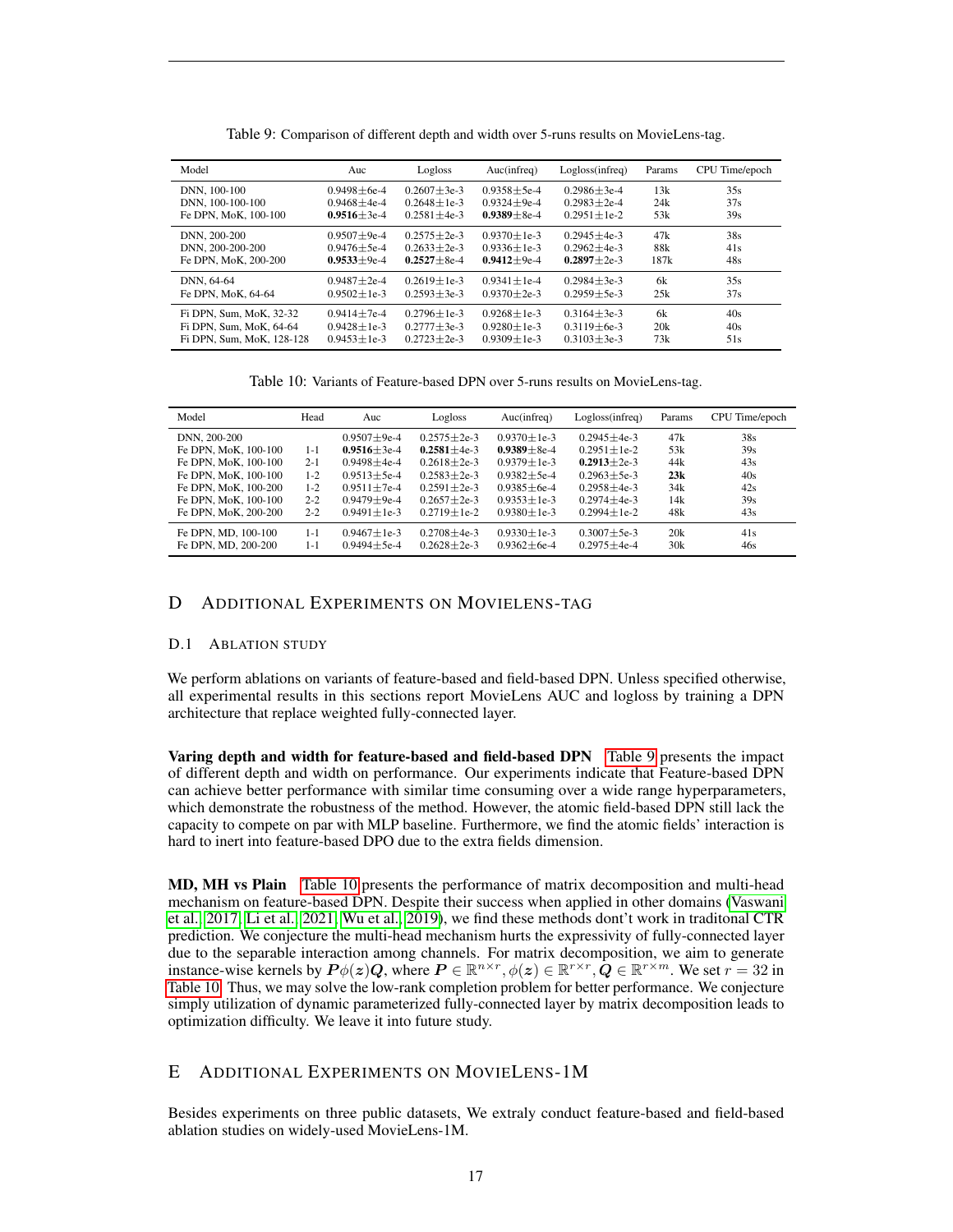Table 9: Comparison of different depth and width over 5-runs results on MovieLens-tag.

| Model | Auc | Logloss | Auc(infreq) | Logloss(infreq) | Params | CPU Time/epoch |
|---|---|---|---|---|---|---|
| DNN, 100-100 | 0.9498±6e-4 | 0.2607±3e-3 | 0.9358±5e-4 | 0.2986±3e-4 | 13k | 35s |
| DNN, 100-100-100 | 0.9468±4e-4 | 0.2648±1e-3 | 0.9324±9e-4 | 0.2983±2e-4 | 24k | 37s |
| Fe DPN, MoK, 100-100 | **0.9516**±3e-4 | 0.2581±4e-3 | **0.9389**±8e-4 | 0.2951±1e-2 | 53k | 39s |
| DNN, 200-200 | 0.9507±9e-4 | 0.2575±2e-3 | 0.9370±1e-3 | 0.2945±4e-3 | 47k | 38s |
| DNN, 200-200-200 | 0.9476±5e-4 | 0.2633±2e-3 | 0.9336±1e-3 | 0.2962±4e-3 | 88k | 41s |
| Fe DPN, MoK, 200-200 | **0.9533**±9e-4 | **0.2527**±8e-4 | **0.9412**±9e-4 | **0.2897**±2e-3 | 187k | 48s |
| DNN, 64-64 | 0.9487±2e-4 | 0.2619±1e-3 | 0.9341±1e-4 | 0.2984±3e-3 | 6k | 35s |
| Fe DPN, MoK, 64-64 | 0.9502±1e-3 | 0.2593±3e-3 | 0.9370±2e-3 | 0.2959±5e-3 | 25k | 37s |
| Fi DPN, Sum, MoK, 32-32 | 0.9414±7e-4 | 0.2796±1e-3 | 0.9268±1e-3 | 0.3164±3e-3 | 6k | 40s |
| Fi DPN, Sum, MoK, 64-64 | 0.9428±1e-3 | 0.2777±3e-3 | 0.9280±1e-3 | 0.3119±6e-3 | 20k | 40s |
| Fi DPN, Sum, MoK, 128-128 | 0.9453±1e-3 | 0.2723±2e-3 | 0.9309±1e-3 | 0.3103±3e-3 | 73k | 51s |

Table 10: Variants of Feature-based DPN over 5-runs results on MovieLens-tag.

| Model | Head | Auc | Logloss | Auc(infreq) | Logloss(infreq) | Params | CPU Time/epoch |
|---|---|---|---|---|---|---|---|
| DNN, 200-200 | | 0.9507±9e-4 | 0.2575±2e-3 | 0.9370±1e-3 | 0.2945±4e-3 | 47k | 38s |
| Fe DPN, MoK, 100-100 | 1-1 | **0.9516**±3e-4 | **0.2581**±4e-3 | **0.9389**±8e-4 | 0.2951±1e-2 | 53k | 39s |
| Fe DPN, MoK, 100-100 | 2-1 | 0.9498±4e-4 | 0.2618±2e-3 | 0.9379±1e-3 | **0.2913**±2e-3 | 44k | 43s |
| Fe DPN, MoK, 100-100 | 1-2 | 0.9513±5e-4 | 0.2583±2e-3 | 0.9382±5e-4 | 0.2963±5e-3 | **23k** | 40s |
| Fe DPN, MoK, 100-200 | 1-2 | 0.9511±7e-4 | 0.2591±2e-3 | 0.9385±6e-4 | 0.2958±4e-3 | 34k | 42s |
| Fe DPN, MoK, 100-100 | 2-2 | 0.9479±9e-4 | 0.2657±2e-3 | 0.9353±1e-3 | 0.2974±4e-3 | 14k | 39s |
| Fe DPN, MoK, 200-200 | 2-2 | 0.9491±1e-3 | 0.2719±1e-2 | 0.9380±1e-3 | 0.2994±1e-2 | 48k | 43s |
| Fe DPN, MD, 100-100 | 1-1 | 0.9467±1e-3 | 0.2708±4e-3 | 0.9330±1e-3 | 0.3007±5e-3 | 20k | 41s |
| Fe DPN, MD, 200-200 | 1-1 | 0.9494±5e-4 | 0.2628±2e-3 | 0.9362±6e-4 | 0.2975±4e-4 | 30k | 46s |

## D ADDITIONAL EXPERIMENTS ON MOVIELENS-TAG

### D.1 ABLATION STUDY

We perform ablations on variants of feature-based and field-based DPN. Unless specified otherwise, all experimental results in this sections report MovieLens AUC and logloss by training a DPN architecture that replace weighted fully-connected layer.

**Varing depth and width for feature-based and field-based DPN** Table 9 presents the impact of different depth and width on performance. Our experiments indicate that Feature-based DPN can achieve better performance with similar time consuming over a wide range hyperparameters, which demonstrate the robustness of the method. However, the atomic field-based DPN still lack the capacity to compete on par with MLP baseline. Furthermore, we find the atomic fields' interaction is hard to inert into feature-based DPO due to the extra fields dimension.

**MD, MH vs Plain** Table 10 presents the performance of matrix decomposition and multi-head mechanism on feature-based DPN. Despite their success when applied in other domains (Vaswani et al., 2017; Li et al., 2021; Wu et al., 2019), we find these methods dont't work in traditonal CTR prediction. We conjecture the multi-head mechanism hurts the expressivity of fully-connected layer due to the separable interaction among channels. For matrix decomposition, we aim to generate instance-wise kernels by $\boldsymbol{P}\phi(\boldsymbol{z})\boldsymbol{Q}$, where $\boldsymbol{P} \in \mathbb{R}^{n \times r}, \phi(\boldsymbol{z}) \in \mathbb{R}^{r \times r}, \boldsymbol{Q} \in \mathbb{R}^{r \times m}$. We set $r = 32$ in Table 10. Thus, we may solve the low-rank completion problem for better performance. We conjecture simply utilization of dynamic parameterized fully-connected layer by matrix decomposition leads to optimization difficulty. We leave it into future study.

## E ADDITIONAL EXPERIMENTS ON MOVIELENS-1M

Besides experiments on three public datasets, We extraly conduct feature-based and field-based ablation studies on widely-used MovieLens-1M.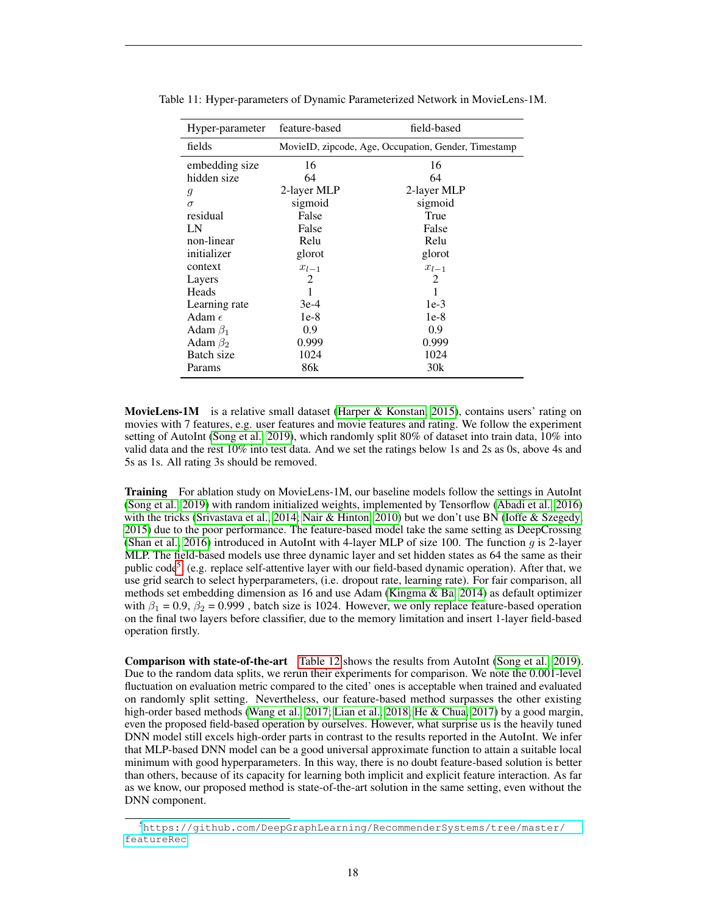Table 11: Hyper-parameters of Dynamic Parameterized Network in MovieLens-1M.

| Hyper-parameter | feature-based | field-based |
|---|---|---|
| fields | MovieID, zipcode, Age, Occupation, Gender, Timestamp | |
| embedding size | 16 | 16 |
| hidden size | 64 | 64 |
| $g$ | 2-layer MLP | 2-layer MLP |
| $\sigma$ | sigmoid | sigmoid |
| residual | False | True |
| LN | False | False |
| non-linear | Relu | Relu |
| initializer | glorot | glorot |
| context | $x_{l-1}$ | $x_{l-1}$ |
| Layers | 2 | 2 |
| Heads | 1 | 1 |
| Learning rate | 3e-4 | 1e-3 |
| Adam $\epsilon$ | 1e-8 | 1e-8 |
| Adam $\beta_1$ | 0.9 | 0.9 |
| Adam $\beta_2$ | 0.999 | 0.999 |
| Batch size | 1024 | 1024 |
| Params | 86k | 30k |

**MovieLens-1M** is a relative small dataset (Harper & Konstan, 2015), contains users' rating on movies with 7 features, e.g. user features and movie features and rating. We follow the experiment setting of AutoInt (Song et al., 2019), which randomly split 80% of dataset into train data, 10% into valid data and the rest 10% into test data. And we set the ratings below 1s and 2s as 0s, above 4s and 5s as 1s. All rating 3s should be removed.

**Training** For ablation study on MovieLens-1M, our baseline models follow the settings in AutoInt (Song et al., 2019) with random initialized weights, implemented by Tensorflow (Abadi et al., 2016) with the tricks (Srivastava et al., 2014; Nair & Hinton, 2010) but we don't use BN (Ioffe & Szegedy, 2015) due to the poor performance. The feature-based model take the same setting as DeepCrossing (Shan et al., 2016) introduced in AutoInt with 4-layer MLP of size 100. The function $g$ is 2-layer MLP. The field-based models use three dynamic layer and set hidden states as 64 the same as their public code[5] (e.g. replace self-attentive layer with our field-based dynamic operation). After that, we use grid search to select hyperparameters, (i.e. dropout rate, learning rate). For fair comparison, all methods set embedding dimension as 16 and use Adam (Kingma & Ba, 2014) as default optimizer with $\beta_1$ = 0.9, $\beta_2$ = 0.999 , batch size is 1024. However, we only replace feature-based operation on the final two layers before classifier, due to the memory limitation and insert 1-layer field-based operation firstly.

**Comparison with state-of-the-art** Table 12 shows the results from AutoInt (Song et al., 2019). Due to the random data splits, we rerun their experiments for comparison. We note the 0.001-level fluctuation on evaluation metric compared to the cited' ones is acceptable when trained and evaluated on randomly split setting. Nevertheless, our feature-based method surpasses the other existing high-order based methods (Wang et al., 2017; Lian et al., 2018; He & Chua, 2017) by a good margin, even the proposed field-based operation by ourselves. However, what surprise us is the heavily tuned DNN model still excels high-order parts in contrast to the results reported in the AutoInt. We infer that MLP-based DNN model can be a good universal approximate function to attain a suitable local minimum with good hyperparameters. In this way, there is no doubt feature-based solution is better than others, because of its capacity for learning both implicit and explicit feature interaction. As far as we know, our proposed method is state-of-the-art solution in the same setting, even without the DNN component.

[5] https://github.com/DeepGraphLearning/RecommenderSystems/tree/master/featureRec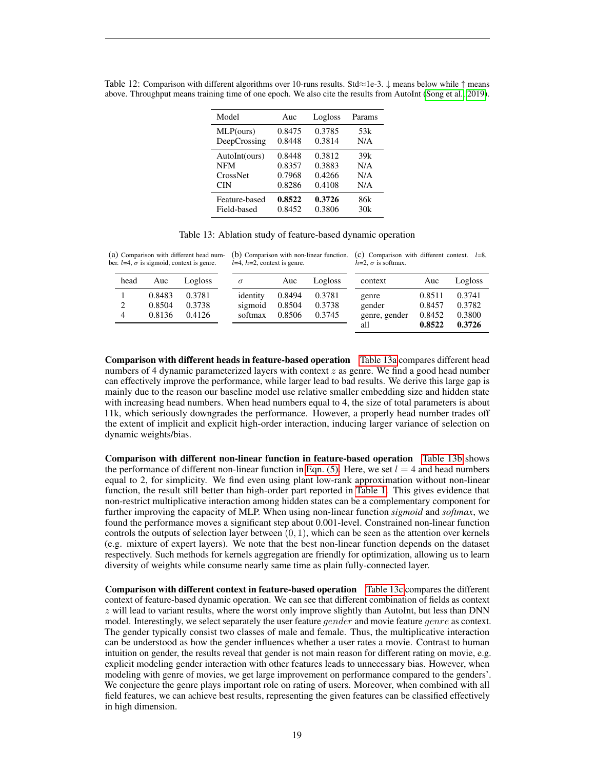Table 12: Comparison with different algorithms over 10-runs results. Std≈1e-3. ↓ means below while ↑ means above. Throughput means training time of one epoch. We also cite the results from AutoInt (Song et al. 2019).

| Model | Auc | Logloss | Params |
|---|---|---|---|
| MLP(ours) | 0.8475 | 0.3785 | 53k |
| DeepCrossing | 0.8448 | 0.3814 | N/A |
| AutoInt(ours) | 0.8448 | 0.3812 | 39k |
| NFM | 0.8357 | 0.3883 | N/A |
| CrossNet | 0.7968 | 0.4266 | N/A |
| CIN | 0.8286 | 0.4108 | N/A |
| Feature-based | **0.8522** | **0.3726** | 86k |
| Field-based | 0.8452 | 0.3806 | 30k |

Table 13: Ablation study of feature-based dynamic operation

(a) Comparison with different head number. $l$=4, $\sigma$ is sigmoid, context is genre.

| head | Auc | Logloss |
|---|---|---|
| 1 | 0.8483 | 0.3781 |
| 2 | 0.8504 | 0.3738 |
| 4 | 0.8136 | 0.4126 |

(b) Comparison with non-linear function. $l$=4, $h$=2, context is genre.

| $\sigma$ | Auc | Logloss |
|---|---|---|
| identity | 0.8494 | 0.3781 |
| sigmoid | 0.8504 | 0.3738 |
| softmax | 0.8506 | 0.3745 |

(c) Comparison with different context. $l$=8, $h$=2, $\sigma$ is softmax.

| context | Auc | Logloss |
|---|---|---|
| genre | 0.8511 | 0.3741 |
| gender | 0.8457 | 0.3782 |
| genre, gender | 0.8452 | 0.3800 |
| all | **0.8522** | **0.3726** |

**Comparison with different heads in feature-based operation** Table 13a compares different head numbers of 4 dynamic parameterized layers with context $z$ as genre. We find a good head number can effectively improve the performance, while larger lead to bad results. We derive this large gap is mainly due to the reason our baseline model use relative smaller embedding size and hidden state with increasing head numbers. When head numbers equal to 4, the size of total parameters is about 11k, which seriously downgrades the performance. However, a properly head number trades off the extent of implicit and explicit high-order interaction, inducing larger variance of selection on dynamic weights/bias.

**Comparison with different non-linear function in feature-based operation** Table 13b shows the performance of different non-linear function in Eqn. (5). Here, we set $l = 4$ and head numbers equal to 2, for simplicity. We find even using plant low-rank approximation without non-linear function, the result still better than high-order part reported in Table 1. This gives evidence that non-restrict multiplicative interaction among hidden states can be a complementary component for further improving the capacity of MLP. When using non-linear function *sigmoid* and *softmax*, we found the performance moves a significant step about 0.001-level. Constrained non-linear function controls the outputs of selection layer between $(0, 1)$, which can be seen as the attention over kernels (e.g. mixture of expert layers). We note that the best non-linear function depends on the dataset respectively. Such methods for kernels aggregation are friendly for optimization, allowing us to learn diversity of weights while consume nearly same time as plain fully-connected layer.

**Comparison with different context in feature-based operation** Table 13c compares the different context of feature-based dynamic operation. We can see that different combination of fields as context $z$ will lead to variant results, where the worst only improve slightly than AutoInt, but less than DNN model. Interestingly, we select separately the user feature $gender$ and movie feature $genre$ as context. The gender typically consist two classes of male and female. Thus, the multiplicative interaction can be understood as how the gender influences whether a user rates a movie. Contrast to human intuition on gender, the results reveal that gender is not main reason for different rating on movie, e.g. explicit modeling gender interaction with other features leads to unnecessary bias. However, when modeling with genre of movies, we get large improvement on performance compared to the genders'. We conjecture the genre plays important role on rating of users. Moreover, when combined with all field features, we can achieve best results, representing the given features can be classified effectively in high dimension.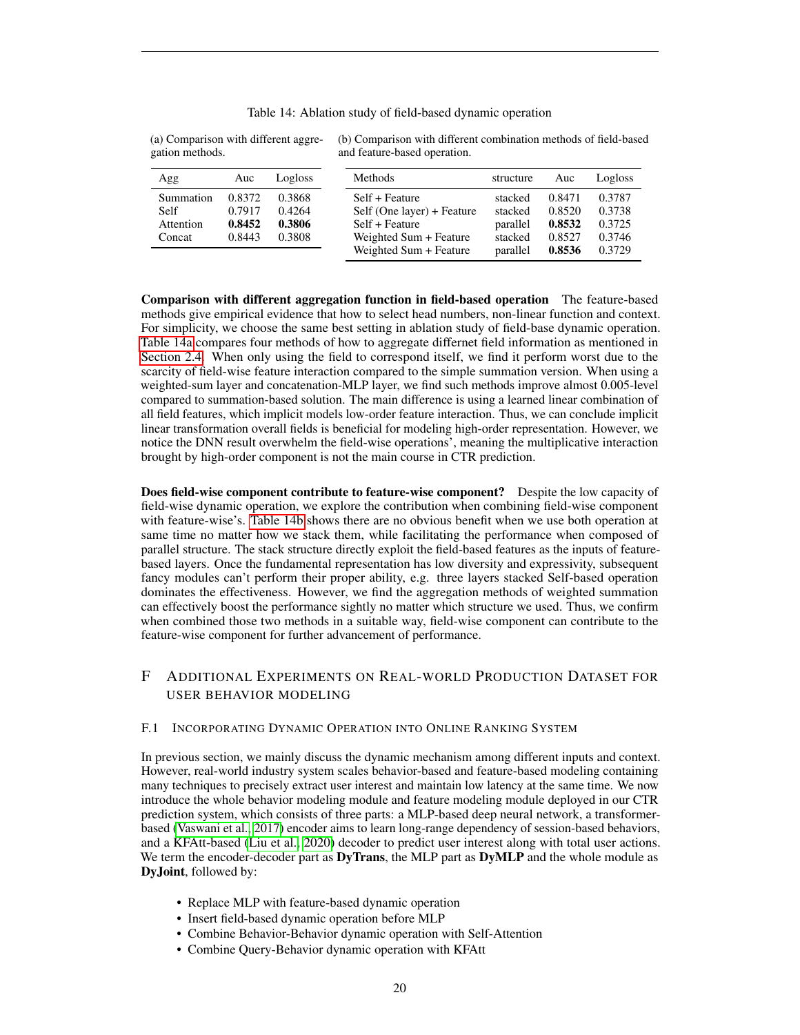Table 14: Ablation study of field-based dynamic operation

(a) Comparison with different aggregation methods.

| Agg | Auc | Logloss |
| --- | --- | --- |
| Summation | 0.8372 | 0.3868 |
| Self | 0.7917 | 0.4264 |
| Attention | **0.8452** | **0.3806** |
| Concat | 0.8443 | 0.3808 |

(b) Comparison with different combination methods of field-based and feature-based operation.

| Methods | structure | Auc | Logloss |
| --- | --- | --- | --- |
| Self + Feature | stacked | 0.8471 | 0.3787 |
| Self (One layer) + Feature | stacked | 0.8520 | 0.3738 |
| Self + Feature | parallel | **0.8532** | 0.3725 |
| Weighted Sum + Feature | stacked | 0.8527 | 0.3746 |
| Weighted Sum + Feature | parallel | **0.8536** | 0.3729 |

**Comparison with different aggregation function in field-based operation** The feature-based methods give empirical evidence that how to select head numbers, non-linear function and context. For simplicity, we choose the same best setting in ablation study of field-base dynamic operation. Table 14a compares four methods of how to aggregate differnet field information as mentioned in Section 2.4. When only using the field to correspond itself, we find it perform worst due to the scarcity of field-wise feature interaction compared to the simple summation version. When using a weighted-sum layer and concatenation-MLP layer, we find such methods improve almost 0.005-level compared to summation-based solution. The main difference is using a learned linear combination of all field features, which implicit models low-order feature interaction. Thus, we can conclude implicit linear transformation overall fields is beneficial for modeling high-order representation. However, we notice the DNN result overwhelm the field-wise operations', meaning the multiplicative interaction brought by high-order component is not the main course in CTR prediction.

**Does field-wise component contribute to feature-wise component?** Despite the low capacity of field-wise dynamic operation, we explore the contribution when combining field-wise component with feature-wise's. Table 14b shows there are no obvious benefit when we use both operation at same time no matter how we stack them, while facilitating the performance when composed of parallel structure. The stack structure directly exploit the field-based features as the inputs of feature-based layers. Once the fundamental representation has low diversity and expressivity, subsequent fancy modules can't perform their proper ability, e.g. three layers stacked Self-based operation dominates the effectiveness. However, we find the aggregation methods of weighted summation can effectively boost the performance sightly no matter which structure we used. Thus, we confirm when combined those two methods in a suitable way, field-wise component can contribute to the feature-wise component for further advancement of performance.

# F Additional Experiments on Real-world Production Dataset for User Behavior Modeling

## F.1 Incorporating Dynamic Operation into Online Ranking System

In previous section, we mainly discuss the dynamic mechanism among different inputs and context. However, real-world industry system scales behavior-based and feature-based modeling containing many techniques to precisely extract user interest and maintain low latency at the same time. We now introduce the whole behavior modeling module and feature modeling module deployed in our CTR prediction system, which consists of three parts: a MLP-based deep neural network, a transformer-based (Vaswani et al., 2017) encoder aims to learn long-range dependency of session-based behaviors, and a KFAtt-based (Liu et al., 2020) decoder to predict user interest along with total user actions. We term the encoder-decoder part as **DyTrans**, the MLP part as **DyMLP** and the whole module as **DyJoint**, followed by:

- Replace MLP with feature-based dynamic operation
- Insert field-based dynamic operation before MLP
- Combine Behavior-Behavior dynamic operation with Self-Attention
- Combine Query-Behavior dynamic operation with KFAtt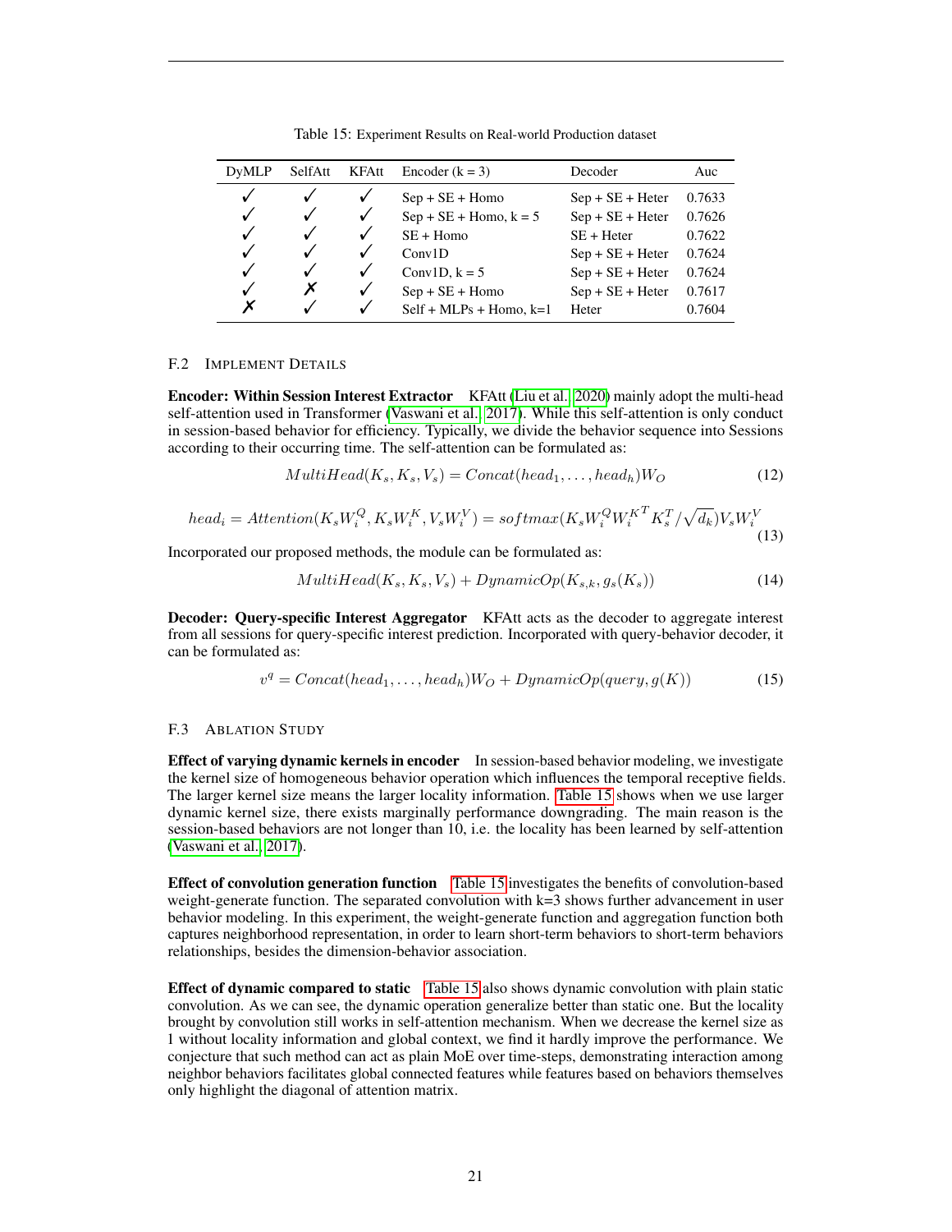Table 15: Experiment Results on Real-world Production dataset

| DyMLP | SelfAtt | KFAtt | Encoder (k = 3) | Decoder | Auc |
|---|---|---|---|---|---|
| ✓ | ✓ | ✓ | Sep + SE + Homo | Sep + SE + Heter | 0.7633 |
| ✓ | ✓ | ✓ | Sep + SE + Homo, k = 5 | Sep + SE + Heter | 0.7626 |
| ✓ | ✓ | ✓ | SE + Homo | SE + Heter | 0.7622 |
| ✓ | ✓ | ✓ | Conv1D | Sep + SE + Heter | 0.7624 |
| ✓ | ✓ | ✓ | Conv1D, k = 5 | Sep + SE + Heter | 0.7624 |
| ✓ | ✗ | ✓ | Sep + SE + Homo | Sep + SE + Heter | 0.7617 |
| ✗ | ✓ | ✓ | Self + MLPs + Homo, k=1 | Heter | 0.7604 |

### F.2 Implement Details

**Encoder: Within Session Interest Extractor** KFAtt (Liu et al., 2020) mainly adopt the multi-head self-attention used in Transformer (Vaswani et al., 2017). While this self-attention is only conduct in session-based behavior for efficiency. Typically, we divide the behavior sequence into Sessions according to their occurring time. The self-attention can be formulated as:

$$MultiHead(K_s, K_s, V_s) = Concat(head_1, \ldots, head_h)W_O \tag{12}$$

$$head_i = Attention(K_s W_i^Q, K_s W_i^K, V_s W_i^V) = softmax(K_s W_i^Q W_i^{K^T} K_s^T / \sqrt{d_k}) V_s W_i^V \tag{13}$$

Incorporated our proposed methods, the module can be formulated as:

$$MultiHead(K_s, K_s, V_s) + DynamicOp(K_{s,k}, g_s(K_s)) \tag{14}$$

**Decoder: Query-specific Interest Aggregator** KFAtt acts as the decoder to aggregate interest from all sessions for query-specific interest prediction. Incorporated with query-behavior decoder, it can be formulated as:

$$v^q = Concat(head_1, \ldots, head_h)W_O + DynamicOp(query, g(K)) \tag{15}$$

### F.3 Ablation Study

**Effect of varying dynamic kernels in encoder** In session-based behavior modeling, we investigate the kernel size of homogeneous behavior operation which influences the temporal receptive fields. The larger kernel size means the larger locality information. Table 15 shows when we use larger dynamic kernel size, there exists marginally performance downgrading. The main reason is the session-based behaviors are not longer than 10, i.e. the locality has been learned by self-attention (Vaswani et al., 2017).

**Effect of convolution generation function** Table 15 investigates the benefits of convolution-based weight-generate function. The separated convolution with k=3 shows further advancement in user behavior modeling. In this experiment, the weight-generate function and aggregation function both captures neighborhood representation, in order to learn short-term behaviors to short-term behaviors relationships, besides the dimension-behavior association.

**Effect of dynamic compared to static** Table 15 also shows dynamic convolution with plain static convolution. As we can see, the dynamic operation generalize better than static one. But the locality brought by convolution still works in self-attention mechanism. When we decrease the kernel size as 1 without locality information and global context, we find it hardly improve the performance. We conjecture that such method can act as plain MoE over time-steps, demonstrating interaction among neighbor behaviors facilitates global connected features while features based on behaviors themselves only highlight the diagonal of attention matrix.